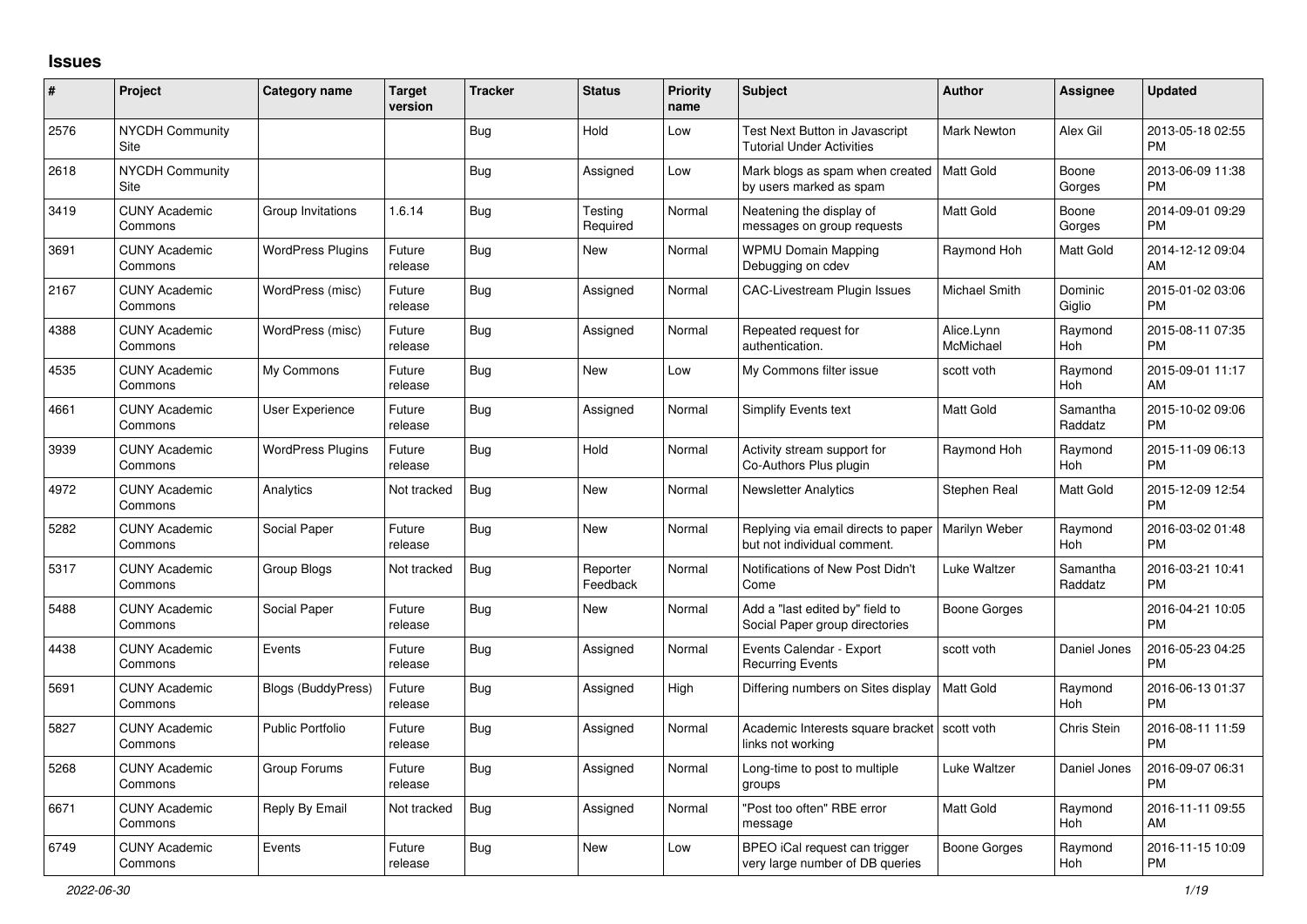# Issues

| # | Project | Category name | Target version | Tracker | Status | Priority name | Subject | Author | Assignee | Updated |
|---|---|---|---|---|---|---|---|---|---|---|
| 2576 | NYCDH Community Site | | | Bug | Hold | Low | Test Next Button in Javascript Tutorial Under Activities | Mark Newton | Alex Gil | 2013-05-18 02:55 PM |
| 2618 | NYCDH Community Site | | | Bug | Assigned | Low | Mark blogs as spam when created by users marked as spam | Matt Gold | Boone Gorges | 2013-06-09 11:38 PM |
| 3419 | CUNY Academic Commons | Group Invitations | 1.6.14 | Bug | Testing Required | Normal | Neatening the display of messages on group requests | Matt Gold | Boone Gorges | 2014-09-01 09:29 PM |
| 3691 | CUNY Academic Commons | WordPress Plugins | Future release | Bug | New | Normal | WPMU Domain Mapping Debugging on cdev | Raymond Hoh | Matt Gold | 2014-12-12 09:04 AM |
| 2167 | CUNY Academic Commons | WordPress (misc) | Future release | Bug | Assigned | Normal | CAC-Livestream Plugin Issues | Michael Smith | Dominic Giglio | 2015-01-02 03:06 PM |
| 4388 | CUNY Academic Commons | WordPress (misc) | Future release | Bug | Assigned | Normal | Repeated request for authentication. | Alice.Lynn McMichael | Raymond Hoh | 2015-08-11 07:35 PM |
| 4535 | CUNY Academic Commons | My Commons | Future release | Bug | New | Low | My Commons filter issue | scott voth | Raymond Hoh | 2015-09-01 11:17 AM |
| 4661 | CUNY Academic Commons | User Experience | Future release | Bug | Assigned | Normal | Simplify Events text | Matt Gold | Samantha Raddatz | 2015-10-02 09:06 PM |
| 3939 | CUNY Academic Commons | WordPress Plugins | Future release | Bug | Hold | Normal | Activity stream support for Co-Authors Plus plugin | Raymond Hoh | Raymond Hoh | 2015-11-09 06:13 PM |
| 4972 | CUNY Academic Commons | Analytics | Not tracked | Bug | New | Normal | Newsletter Analytics | Stephen Real | Matt Gold | 2015-12-09 12:54 PM |
| 5282 | CUNY Academic Commons | Social Paper | Future release | Bug | New | Normal | Replying via email directs to paper but not individual comment. | Marilyn Weber | Raymond Hoh | 2016-03-02 01:48 PM |
| 5317 | CUNY Academic Commons | Group Blogs | Not tracked | Bug | Reporter Feedback | Normal | Notifications of New Post Didn't Come | Luke Waltzer | Samantha Raddatz | 2016-03-21 10:41 PM |
| 5488 | CUNY Academic Commons | Social Paper | Future release | Bug | New | Normal | Add a "last edited by" field to Social Paper group directories | Boone Gorges | | 2016-04-21 10:05 PM |
| 4438 | CUNY Academic Commons | Events | Future release | Bug | Assigned | Normal | Events Calendar - Export Recurring Events | scott voth | Daniel Jones | 2016-05-23 04:25 PM |
| 5691 | CUNY Academic Commons | Blogs (BuddyPress) | Future release | Bug | Assigned | High | Differing numbers on Sites display | Matt Gold | Raymond Hoh | 2016-06-13 01:37 PM |
| 5827 | CUNY Academic Commons | Public Portfolio | Future release | Bug | Assigned | Normal | Academic Interests square bracket links not working | scott voth | Chris Stein | 2016-08-11 11:59 PM |
| 5268 | CUNY Academic Commons | Group Forums | Future release | Bug | Assigned | Normal | Long-time to post to multiple groups | Luke Waltzer | Daniel Jones | 2016-09-07 06:31 PM |
| 6671 | CUNY Academic Commons | Reply By Email | Not tracked | Bug | Assigned | Normal | "Post too often" RBE error message | Matt Gold | Raymond Hoh | 2016-11-11 09:55 AM |
| 6749 | CUNY Academic Commons | Events | Future release | Bug | New | Low | BPEO iCal request can trigger very large number of DB queries | Boone Gorges | Raymond Hoh | 2016-11-15 10:09 PM |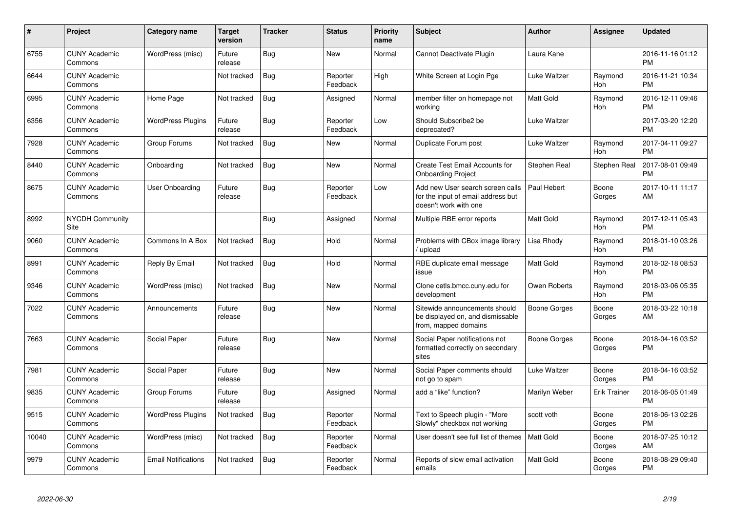| # | Project | Category name | Target version | Tracker | Status | Priority name | Subject | Author | Assignee | Updated |
|---|---|---|---|---|---|---|---|---|---|---|
| 6755 | CUNY Academic Commons | WordPress (misc) | Future release | Bug | New | Normal | Cannot Deactivate Plugin | Laura Kane | | 2016-11-16 01:12 PM |
| 6644 | CUNY Academic Commons | | Not tracked | Bug | Reporter Feedback | High | White Screen at Login Pge | Luke Waltzer | Raymond Hoh | 2016-11-21 10:34 PM |
| 6995 | CUNY Academic Commons | Home Page | Not tracked | Bug | Assigned | Normal | member filter on homepage not working | Matt Gold | Raymond Hoh | 2016-12-11 09:46 PM |
| 6356 | CUNY Academic Commons | WordPress Plugins | Future release | Bug | Reporter Feedback | Low | Should Subscribe2 be deprecated? | Luke Waltzer | | 2017-03-20 12:20 PM |
| 7928 | CUNY Academic Commons | Group Forums | Not tracked | Bug | New | Normal | Duplicate Forum post | Luke Waltzer | Raymond Hoh | 2017-04-11 09:27 PM |
| 8440 | CUNY Academic Commons | Onboarding | Not tracked | Bug | New | Normal | Create Test Email Accounts for Onboarding Project | Stephen Real | Stephen Real | 2017-08-01 09:49 PM |
| 8675 | CUNY Academic Commons | User Onboarding | Future release | Bug | Reporter Feedback | Low | Add new User search screen calls for the input of email address but doesn't work with one | Paul Hebert | Boone Gorges | 2017-10-11 11:17 AM |
| 8992 | NYCDH Community Site | | | Bug | Assigned | Normal | Multiple RBE error reports | Matt Gold | Raymond Hoh | 2017-12-11 05:43 PM |
| 9060 | CUNY Academic Commons | Commons In A Box | Not tracked | Bug | Hold | Normal | Problems with CBox image library / upload | Lisa Rhody | Raymond Hoh | 2018-01-10 03:26 PM |
| 8991 | CUNY Academic Commons | Reply By Email | Not tracked | Bug | Hold | Normal | RBE duplicate email message issue | Matt Gold | Raymond Hoh | 2018-02-18 08:53 PM |
| 9346 | CUNY Academic Commons | WordPress (misc) | Not tracked | Bug | New | Normal | Clone cetls.bmcc.cuny.edu for development | Owen Roberts | Raymond Hoh | 2018-03-06 05:35 PM |
| 7022 | CUNY Academic Commons | Announcements | Future release | Bug | New | Normal | Sitewide announcements should be displayed on, and dismissable from, mapped domains | Boone Gorges | Boone Gorges | 2018-03-22 10:18 AM |
| 7663 | CUNY Academic Commons | Social Paper | Future release | Bug | New | Normal | Social Paper notifications not formatted correctly on secondary sites | Boone Gorges | Boone Gorges | 2018-04-16 03:52 PM |
| 7981 | CUNY Academic Commons | Social Paper | Future release | Bug | New | Normal | Social Paper comments should not go to spam | Luke Waltzer | Boone Gorges | 2018-04-16 03:52 PM |
| 9835 | CUNY Academic Commons | Group Forums | Future release | Bug | Assigned | Normal | add a "like" function? | Marilyn Weber | Erik Trainer | 2018-06-05 01:49 PM |
| 9515 | CUNY Academic Commons | WordPress Plugins | Not tracked | Bug | Reporter Feedback | Normal | Text to Speech plugin - "More Slowly" checkbox not working | scott voth | Boone Gorges | 2018-06-13 02:26 PM |
| 10040 | CUNY Academic Commons | WordPress (misc) | Not tracked | Bug | Reporter Feedback | Normal | User doesn't see full list of themes | Matt Gold | Boone Gorges | 2018-07-25 10:12 AM |
| 9979 | CUNY Academic Commons | Email Notifications | Not tracked | Bug | Reporter Feedback | Normal | Reports of slow email activation emails | Matt Gold | Boone Gorges | 2018-08-29 09:40 PM |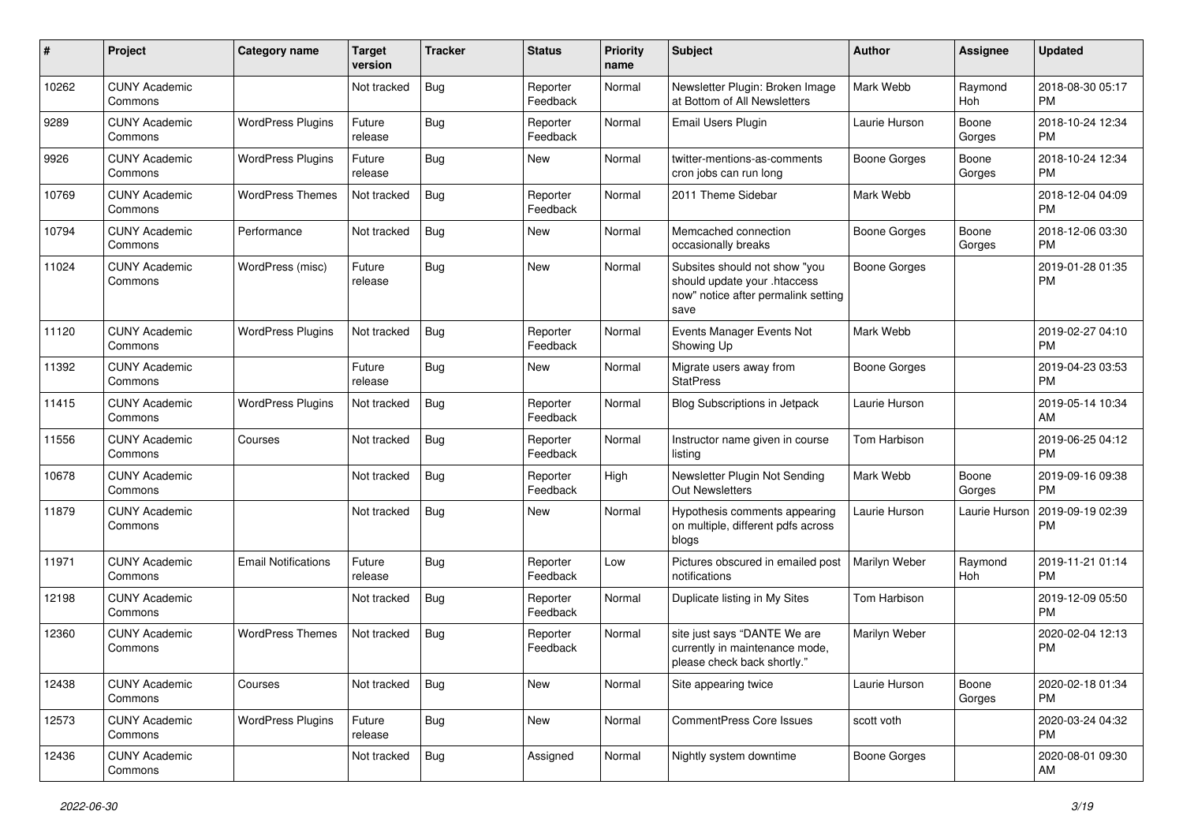| # | Project | Category name | Target version | Tracker | Status | Priority name | Subject | Author | Assignee | Updated |
|---|---|---|---|---|---|---|---|---|---|---|
| 10262 | CUNY Academic Commons | | Not tracked | Bug | Reporter Feedback | Normal | Newsletter Plugin: Broken Image at Bottom of All Newsletters | Mark Webb | Raymond Hoh | 2018-08-30 05:17 PM |
| 9289 | CUNY Academic Commons | WordPress Plugins | Future release | Bug | Reporter Feedback | Normal | Email Users Plugin | Laurie Hurson | Boone Gorges | 2018-10-24 12:34 PM |
| 9926 | CUNY Academic Commons | WordPress Plugins | Future release | Bug | New | Normal | twitter-mentions-as-comments cron jobs can run long | Boone Gorges | Boone Gorges | 2018-10-24 12:34 PM |
| 10769 | CUNY Academic Commons | WordPress Themes | Not tracked | Bug | Reporter Feedback | Normal | 2011 Theme Sidebar | Mark Webb | | 2018-12-04 04:09 PM |
| 10794 | CUNY Academic Commons | Performance | Not tracked | Bug | New | Normal | Memcached connection occasionally breaks | Boone Gorges | Boone Gorges | 2018-12-06 03:30 PM |
| 11024 | CUNY Academic Commons | WordPress (misc) | Future release | Bug | New | Normal | Subsites should not show "you should update your .htaccess now" notice after permalink setting save | Boone Gorges | | 2019-01-28 01:35 PM |
| 11120 | CUNY Academic Commons | WordPress Plugins | Not tracked | Bug | Reporter Feedback | Normal | Events Manager Events Not Showing Up | Mark Webb | | 2019-02-27 04:10 PM |
| 11392 | CUNY Academic Commons | | Future release | Bug | New | Normal | Migrate users away from StatPress | Boone Gorges | | 2019-04-23 03:53 PM |
| 11415 | CUNY Academic Commons | WordPress Plugins | Not tracked | Bug | Reporter Feedback | Normal | Blog Subscriptions in Jetpack | Laurie Hurson | | 2019-05-14 10:34 AM |
| 11556 | CUNY Academic Commons | Courses | Not tracked | Bug | Reporter Feedback | Normal | Instructor name given in course listing | Tom Harbison | | 2019-06-25 04:12 PM |
| 10678 | CUNY Academic Commons | | Not tracked | Bug | Reporter Feedback | High | Newsletter Plugin Not Sending Out Newsletters | Mark Webb | Boone Gorges | 2019-09-16 09:38 PM |
| 11879 | CUNY Academic Commons | | Not tracked | Bug | New | Normal | Hypothesis comments appearing on multiple, different pdfs across blogs | Laurie Hurson | Laurie Hurson | 2019-09-19 02:39 PM |
| 11971 | CUNY Academic Commons | Email Notifications | Future release | Bug | Reporter Feedback | Low | Pictures obscured in emailed post notifications | Marilyn Weber | Raymond Hoh | 2019-11-21 01:14 PM |
| 12198 | CUNY Academic Commons | | Not tracked | Bug | Reporter Feedback | Normal | Duplicate listing in My Sites | Tom Harbison | | 2019-12-09 05:50 PM |
| 12360 | CUNY Academic Commons | WordPress Themes | Not tracked | Bug | Reporter Feedback | Normal | site just says "DANTE We are currently in maintenance mode, please check back shortly." | Marilyn Weber | | 2020-02-04 12:13 PM |
| 12438 | CUNY Academic Commons | Courses | Not tracked | Bug | New | Normal | Site appearing twice | Laurie Hurson | Boone Gorges | 2020-02-18 01:34 PM |
| 12573 | CUNY Academic Commons | WordPress Plugins | Future release | Bug | New | Normal | CommentPress Core Issues | scott voth | | 2020-03-24 04:32 PM |
| 12436 | CUNY Academic Commons | | Not tracked | Bug | Assigned | Normal | Nightly system downtime | Boone Gorges | | 2020-08-01 09:30 AM |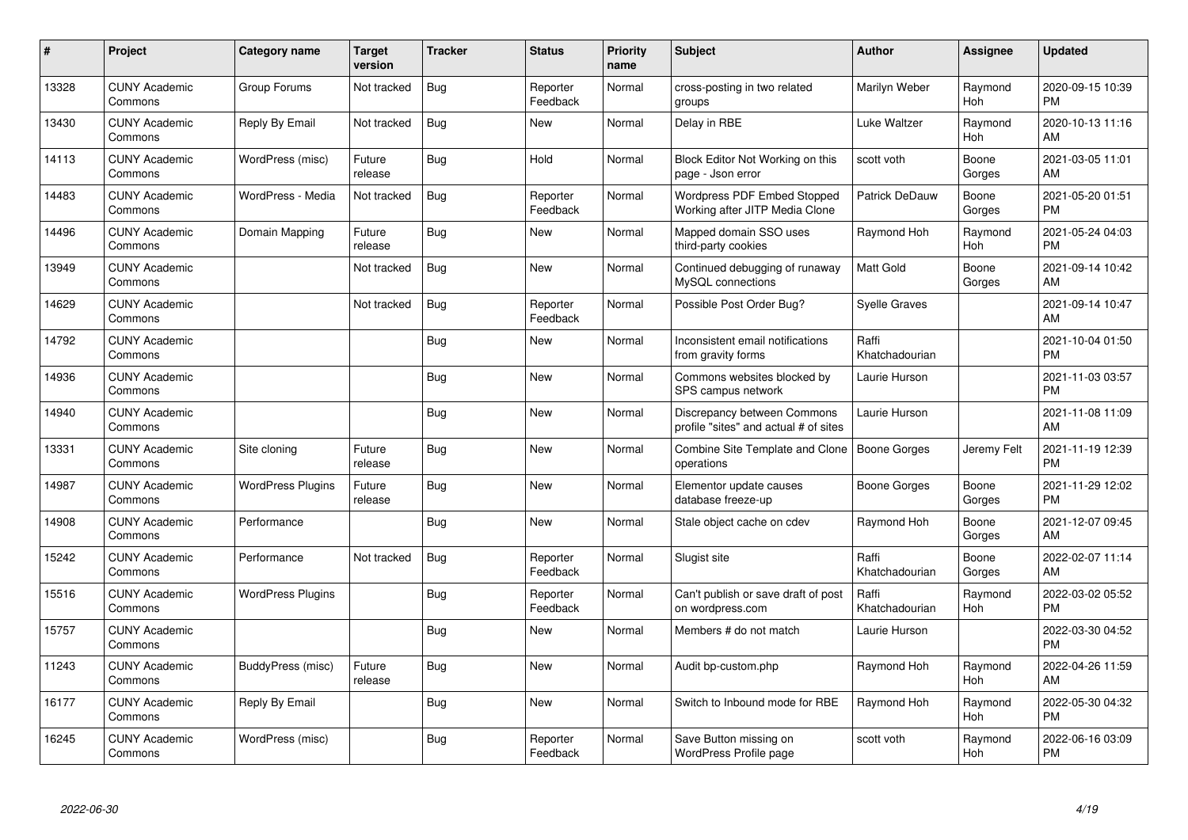| # | Project | Category name | Target version | Tracker | Status | Priority name | Subject | Author | Assignee | Updated |
|---|---|---|---|---|---|---|---|---|---|---|
| 13328 | CUNY Academic Commons | Group Forums | Not tracked | Bug | Reporter Feedback | Normal | cross-posting in two related groups | Marilyn Weber | Raymond Hoh | 2020-09-15 10:39 PM |
| 13430 | CUNY Academic Commons | Reply By Email | Not tracked | Bug | New | Normal | Delay in RBE | Luke Waltzer | Raymond Hoh | 2020-10-13 11:16 AM |
| 14113 | CUNY Academic Commons | WordPress (misc) | Future release | Bug | Hold | Normal | Block Editor Not Working on this page - Json error | scott voth | Boone Gorges | 2021-03-05 11:01 AM |
| 14483 | CUNY Academic Commons | WordPress - Media | Not tracked | Bug | Reporter Feedback | Normal | Wordpress PDF Embed Stopped Working after JITP Media Clone | Patrick DeDauw | Boone Gorges | 2021-05-20 01:51 PM |
| 14496 | CUNY Academic Commons | Domain Mapping | Future release | Bug | New | Normal | Mapped domain SSO uses third-party cookies | Raymond Hoh | Raymond Hoh | 2021-05-24 04:03 PM |
| 13949 | CUNY Academic Commons | | Not tracked | Bug | New | Normal | Continued debugging of runaway MySQL connections | Matt Gold | Boone Gorges | 2021-09-14 10:42 AM |
| 14629 | CUNY Academic Commons | | Not tracked | Bug | Reporter Feedback | Normal | Possible Post Order Bug? | Syelle Graves | | 2021-09-14 10:47 AM |
| 14792 | CUNY Academic Commons | | | Bug | New | Normal | Inconsistent email notifications from gravity forms | Raffi Khatchadourian | | 2021-10-04 01:50 PM |
| 14936 | CUNY Academic Commons | | | Bug | New | Normal | Commons websites blocked by SPS campus network | Laurie Hurson | | 2021-11-03 03:57 PM |
| 14940 | CUNY Academic Commons | | | Bug | New | Normal | Discrepancy between Commons profile "sites" and actual # of sites | Laurie Hurson | | 2021-11-08 11:09 AM |
| 13331 | CUNY Academic Commons | Site cloning | Future release | Bug | New | Normal | Combine Site Template and Clone operations | Boone Gorges | Jeremy Felt | 2021-11-19 12:39 PM |
| 14987 | CUNY Academic Commons | WordPress Plugins | Future release | Bug | New | Normal | Elementor update causes database freeze-up | Boone Gorges | Boone Gorges | 2021-11-29 12:02 PM |
| 14908 | CUNY Academic Commons | Performance | | Bug | New | Normal | Stale object cache on cdev | Raymond Hoh | Boone Gorges | 2021-12-07 09:45 AM |
| 15242 | CUNY Academic Commons | Performance | Not tracked | Bug | Reporter Feedback | Normal | Slugist site | Raffi Khatchadourian | Boone Gorges | 2022-02-07 11:14 AM |
| 15516 | CUNY Academic Commons | WordPress Plugins | | Bug | Reporter Feedback | Normal | Can't publish or save draft of post on wordpress.com | Raffi Khatchadourian | Raymond Hoh | 2022-03-02 05:52 PM |
| 15757 | CUNY Academic Commons | | | Bug | New | Normal | Members # do not match | Laurie Hurson | | 2022-03-30 04:52 PM |
| 11243 | CUNY Academic Commons | BuddyPress (misc) | Future release | Bug | New | Normal | Audit bp-custom.php | Raymond Hoh | Raymond Hoh | 2022-04-26 11:59 AM |
| 16177 | CUNY Academic Commons | Reply By Email | | Bug | New | Normal | Switch to Inbound mode for RBE | Raymond Hoh | Raymond Hoh | 2022-05-30 04:32 PM |
| 16245 | CUNY Academic Commons | WordPress (misc) | | Bug | Reporter Feedback | Normal | Save Button missing on WordPress Profile page | scott voth | Raymond Hoh | 2022-06-16 03:09 PM |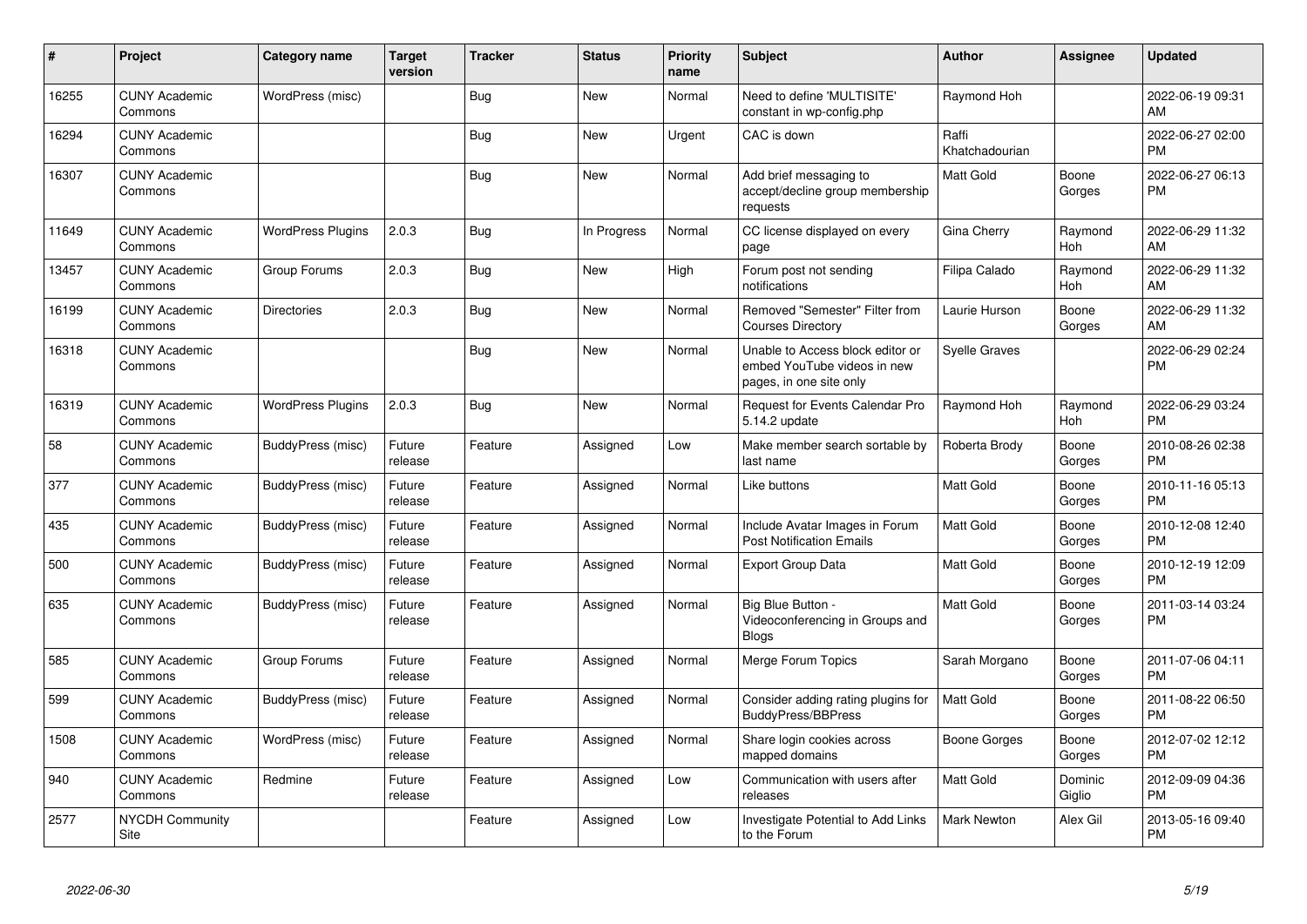| # | Project | Category name | Target version | Tracker | Status | Priority name | Subject | Author | Assignee | Updated |
|---|---|---|---|---|---|---|---|---|---|---|
| 16255 | CUNY Academic Commons | WordPress (misc) | | Bug | New | Normal | Need to define 'MULTISITE' constant in wp-config.php | Raymond Hoh | | 2022-06-19 09:31 AM |
| 16294 | CUNY Academic Commons | | | Bug | New | Urgent | CAC is down | Raffi Khatchadourian | | 2022-06-27 02:00 PM |
| 16307 | CUNY Academic Commons | | | Bug | New | Normal | Add brief messaging to accept/decline group membership requests | Matt Gold | Boone Gorges | 2022-06-27 06:13 PM |
| 11649 | CUNY Academic Commons | WordPress Plugins | 2.0.3 | Bug | In Progress | Normal | CC license displayed on every page | Gina Cherry | Raymond Hoh | 2022-06-29 11:32 AM |
| 13457 | CUNY Academic Commons | Group Forums | 2.0.3 | Bug | New | High | Forum post not sending notifications | Filipa Calado | Raymond Hoh | 2022-06-29 11:32 AM |
| 16199 | CUNY Academic Commons | Directories | 2.0.3 | Bug | New | Normal | Removed "Semester" Filter from Courses Directory | Laurie Hurson | Boone Gorges | 2022-06-29 11:32 AM |
| 16318 | CUNY Academic Commons | | | Bug | New | Normal | Unable to Access block editor or embed YouTube videos in new pages, in one site only | Syelle Graves | | 2022-06-29 02:24 PM |
| 16319 | CUNY Academic Commons | WordPress Plugins | 2.0.3 | Bug | New | Normal | Request for Events Calendar Pro 5.14.2 update | Raymond Hoh | Raymond Hoh | 2022-06-29 03:24 PM |
| 58 | CUNY Academic Commons | BuddyPress (misc) | Future release | Feature | Assigned | Low | Make member search sortable by last name | Roberta Brody | Boone Gorges | 2010-08-26 02:38 PM |
| 377 | CUNY Academic Commons | BuddyPress (misc) | Future release | Feature | Assigned | Normal | Like buttons | Matt Gold | Boone Gorges | 2010-11-16 05:13 PM |
| 435 | CUNY Academic Commons | BuddyPress (misc) | Future release | Feature | Assigned | Normal | Include Avatar Images in Forum Post Notification Emails | Matt Gold | Boone Gorges | 2010-12-08 12:40 PM |
| 500 | CUNY Academic Commons | BuddyPress (misc) | Future release | Feature | Assigned | Normal | Export Group Data | Matt Gold | Boone Gorges | 2010-12-19 12:09 PM |
| 635 | CUNY Academic Commons | BuddyPress (misc) | Future release | Feature | Assigned | Normal | Big Blue Button - Videoconferencing in Groups and Blogs | Matt Gold | Boone Gorges | 2011-03-14 03:24 PM |
| 585 | CUNY Academic Commons | Group Forums | Future release | Feature | Assigned | Normal | Merge Forum Topics | Sarah Morgano | Boone Gorges | 2011-07-06 04:11 PM |
| 599 | CUNY Academic Commons | BuddyPress (misc) | Future release | Feature | Assigned | Normal | Consider adding rating plugins for BuddyPress/BBPress | Matt Gold | Boone Gorges | 2011-08-22 06:50 PM |
| 1508 | CUNY Academic Commons | WordPress (misc) | Future release | Feature | Assigned | Normal | Share login cookies across mapped domains | Boone Gorges | Boone Gorges | 2012-07-02 12:12 PM |
| 940 | CUNY Academic Commons | Redmine | Future release | Feature | Assigned | Low | Communication with users after releases | Matt Gold | Dominic Giglio | 2012-09-09 04:36 PM |
| 2577 | NYCDH Community Site | | | Feature | Assigned | Low | Investigate Potential to Add Links to the Forum | Mark Newton | Alex Gil | 2013-05-16 09:40 PM |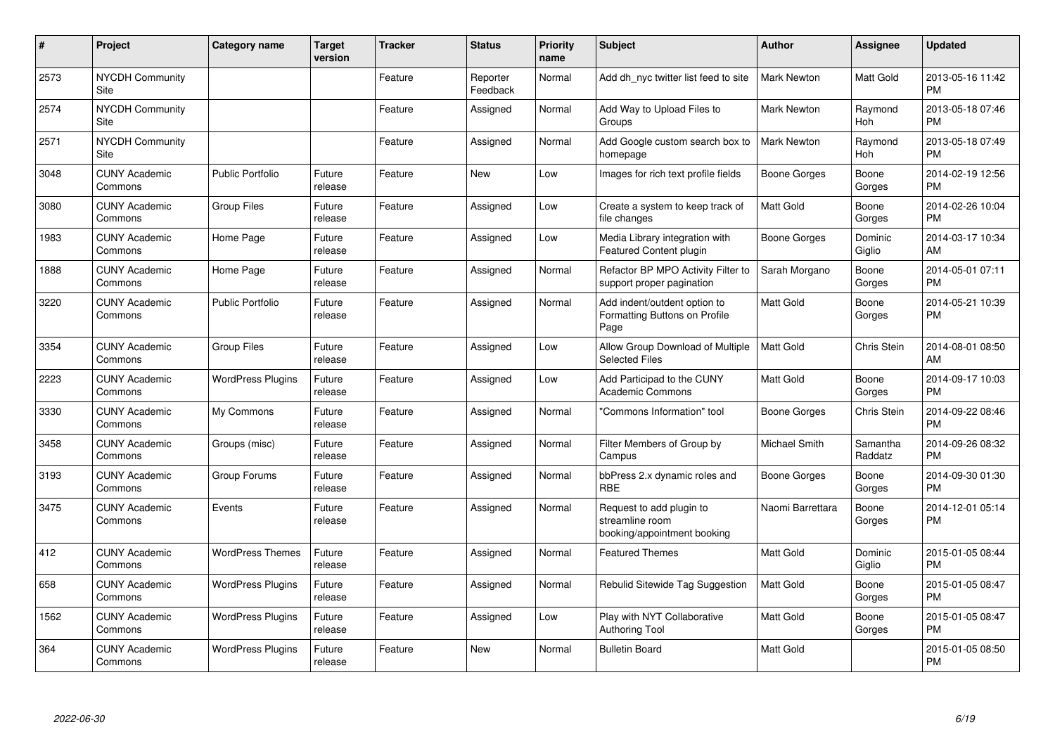| # | Project | Category name | Target version | Tracker | Status | Priority name | Subject | Author | Assignee | Updated |
|---|---|---|---|---|---|---|---|---|---|---|
| 2573 | NYCDH Community Site | | | Feature | Reporter Feedback | Normal | Add dh_nyc twitter list feed to site | Mark Newton | Matt Gold | 2013-05-16 11:42 PM |
| 2574 | NYCDH Community Site | | | Feature | Assigned | Normal | Add Way to Upload Files to Groups | Mark Newton | Raymond Hoh | 2013-05-18 07:46 PM |
| 2571 | NYCDH Community Site | | | Feature | Assigned | Normal | Add Google custom search box to homepage | Mark Newton | Raymond Hoh | 2013-05-18 07:49 PM |
| 3048 | CUNY Academic Commons | Public Portfolio | Future release | Feature | New | Low | Images for rich text profile fields | Boone Gorges | Boone Gorges | 2014-02-19 12:56 PM |
| 3080 | CUNY Academic Commons | Group Files | Future release | Feature | Assigned | Low | Create a system to keep track of file changes | Matt Gold | Boone Gorges | 2014-02-26 10:04 PM |
| 1983 | CUNY Academic Commons | Home Page | Future release | Feature | Assigned | Low | Media Library integration with Featured Content plugin | Boone Gorges | Dominic Giglio | 2014-03-17 10:34 AM |
| 1888 | CUNY Academic Commons | Home Page | Future release | Feature | Assigned | Normal | Refactor BP MPO Activity Filter to support proper pagination | Sarah Morgano | Boone Gorges | 2014-05-01 07:11 PM |
| 3220 | CUNY Academic Commons | Public Portfolio | Future release | Feature | Assigned | Normal | Add indent/outdent option to Formatting Buttons on Profile Page | Matt Gold | Boone Gorges | 2014-05-21 10:39 PM |
| 3354 | CUNY Academic Commons | Group Files | Future release | Feature | Assigned | Low | Allow Group Download of Multiple Selected Files | Matt Gold | Chris Stein | 2014-08-01 08:50 AM |
| 2223 | CUNY Academic Commons | WordPress Plugins | Future release | Feature | Assigned | Low | Add Participad to the CUNY Academic Commons | Matt Gold | Boone Gorges | 2014-09-17 10:03 PM |
| 3330 | CUNY Academic Commons | My Commons | Future release | Feature | Assigned | Normal | "Commons Information" tool | Boone Gorges | Chris Stein | 2014-09-22 08:46 PM |
| 3458 | CUNY Academic Commons | Groups (misc) | Future release | Feature | Assigned | Normal | Filter Members of Group by Campus | Michael Smith | Samantha Raddatz | 2014-09-26 08:32 PM |
| 3193 | CUNY Academic Commons | Group Forums | Future release | Feature | Assigned | Normal | bbPress 2.x dynamic roles and RBE | Boone Gorges | Boone Gorges | 2014-09-30 01:30 PM |
| 3475 | CUNY Academic Commons | Events | Future release | Feature | Assigned | Normal | Request to add plugin to streamline room booking/appointment booking | Naomi Barrettara | Boone Gorges | 2014-12-01 05:14 PM |
| 412 | CUNY Academic Commons | WordPress Themes | Future release | Feature | Assigned | Normal | Featured Themes | Matt Gold | Dominic Giglio | 2015-01-05 08:44 PM |
| 658 | CUNY Academic Commons | WordPress Plugins | Future release | Feature | Assigned | Normal | Rebulid Sitewide Tag Suggestion | Matt Gold | Boone Gorges | 2015-01-05 08:47 PM |
| 1562 | CUNY Academic Commons | WordPress Plugins | Future release | Feature | Assigned | Low | Play with NYT Collaborative Authoring Tool | Matt Gold | Boone Gorges | 2015-01-05 08:47 PM |
| 364 | CUNY Academic Commons | WordPress Plugins | Future release | Feature | New | Normal | Bulletin Board | Matt Gold | | 2015-01-05 08:50 PM |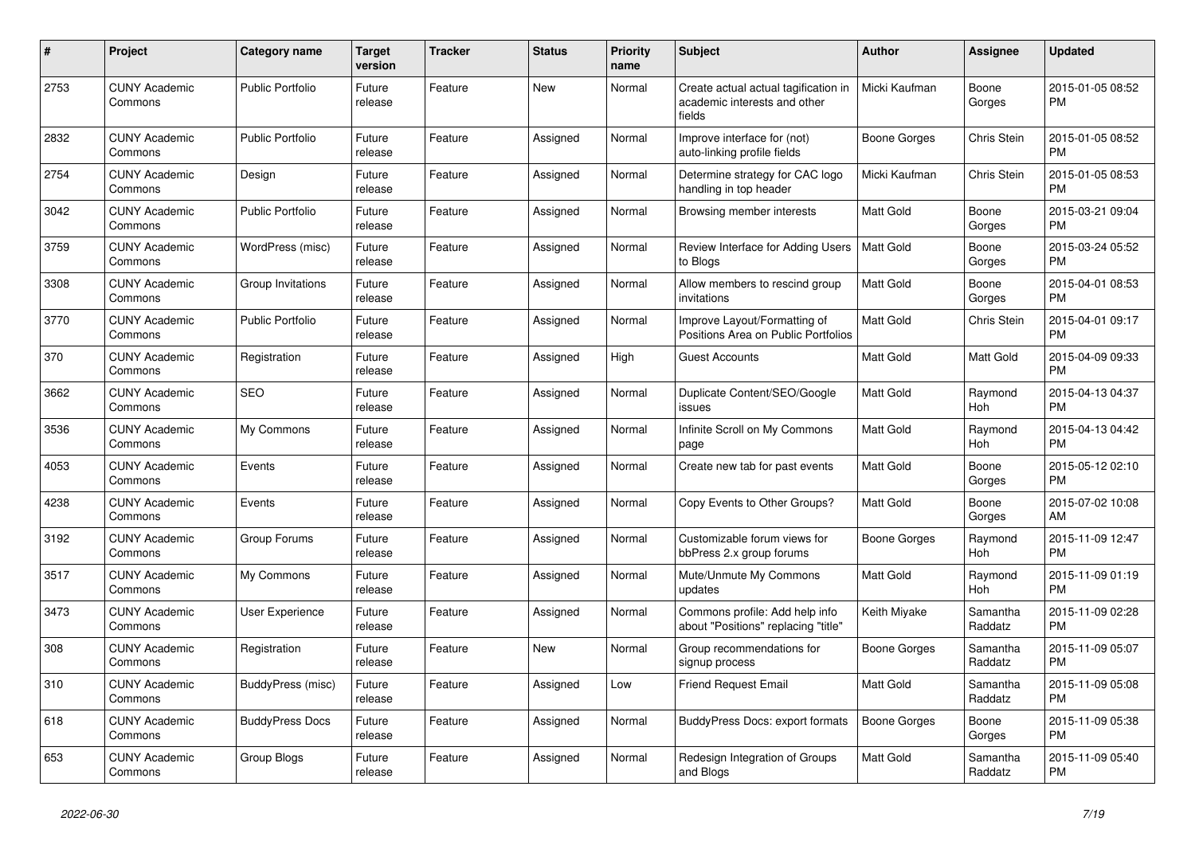| # | Project | Category name | Target version | Tracker | Status | Priority name | Subject | Author | Assignee | Updated |
|---|---|---|---|---|---|---|---|---|---|---|
| 2753 | CUNY Academic Commons | Public Portfolio | Future release | Feature | New | Normal | Create actual actual tagification in academic interests and other fields | Micki Kaufman | Boone Gorges | 2015-01-05 08:52 PM |
| 2832 | CUNY Academic Commons | Public Portfolio | Future release | Feature | Assigned | Normal | Improve interface for (not) auto-linking profile fields | Boone Gorges | Chris Stein | 2015-01-05 08:52 PM |
| 2754 | CUNY Academic Commons | Design | Future release | Feature | Assigned | Normal | Determine strategy for CAC logo handling in top header | Micki Kaufman | Chris Stein | 2015-01-05 08:53 PM |
| 3042 | CUNY Academic Commons | Public Portfolio | Future release | Feature | Assigned | Normal | Browsing member interests | Matt Gold | Boone Gorges | 2015-03-21 09:04 PM |
| 3759 | CUNY Academic Commons | WordPress (misc) | Future release | Feature | Assigned | Normal | Review Interface for Adding Users to Blogs | Matt Gold | Boone Gorges | 2015-03-24 05:52 PM |
| 3308 | CUNY Academic Commons | Group Invitations | Future release | Feature | Assigned | Normal | Allow members to rescind group invitations | Matt Gold | Boone Gorges | 2015-04-01 08:53 PM |
| 3770 | CUNY Academic Commons | Public Portfolio | Future release | Feature | Assigned | Normal | Improve Layout/Formatting of Positions Area on Public Portfolios | Matt Gold | Chris Stein | 2015-04-01 09:17 PM |
| 370 | CUNY Academic Commons | Registration | Future release | Feature | Assigned | High | Guest Accounts | Matt Gold | Matt Gold | 2015-04-09 09:33 PM |
| 3662 | CUNY Academic Commons | SEO | Future release | Feature | Assigned | Normal | Duplicate Content/SEO/Google issues | Matt Gold | Raymond Hoh | 2015-04-13 04:37 PM |
| 3536 | CUNY Academic Commons | My Commons | Future release | Feature | Assigned | Normal | Infinite Scroll on My Commons page | Matt Gold | Raymond Hoh | 2015-04-13 04:42 PM |
| 4053 | CUNY Academic Commons | Events | Future release | Feature | Assigned | Normal | Create new tab for past events | Matt Gold | Boone Gorges | 2015-05-12 02:10 PM |
| 4238 | CUNY Academic Commons | Events | Future release | Feature | Assigned | Normal | Copy Events to Other Groups? | Matt Gold | Boone Gorges | 2015-07-02 10:08 AM |
| 3192 | CUNY Academic Commons | Group Forums | Future release | Feature | Assigned | Normal | Customizable forum views for bbPress 2.x group forums | Boone Gorges | Raymond Hoh | 2015-11-09 12:47 PM |
| 3517 | CUNY Academic Commons | My Commons | Future release | Feature | Assigned | Normal | Mute/Unmute My Commons updates | Matt Gold | Raymond Hoh | 2015-11-09 01:19 PM |
| 3473 | CUNY Academic Commons | User Experience | Future release | Feature | Assigned | Normal | Commons profile: Add help info about "Positions" replacing "title" | Keith Miyake | Samantha Raddatz | 2015-11-09 02:28 PM |
| 308 | CUNY Academic Commons | Registration | Future release | Feature | New | Normal | Group recommendations for signup process | Boone Gorges | Samantha Raddatz | 2015-11-09 05:07 PM |
| 310 | CUNY Academic Commons | BuddyPress (misc) | Future release | Feature | Assigned | Low | Friend Request Email | Matt Gold | Samantha Raddatz | 2015-11-09 05:08 PM |
| 618 | CUNY Academic Commons | BuddyPress Docs | Future release | Feature | Assigned | Normal | BuddyPress Docs: export formats | Boone Gorges | Boone Gorges | 2015-11-09 05:38 PM |
| 653 | CUNY Academic Commons | Group Blogs | Future release | Feature | Assigned | Normal | Redesign Integration of Groups and Blogs | Matt Gold | Samantha Raddatz | 2015-11-09 05:40 PM |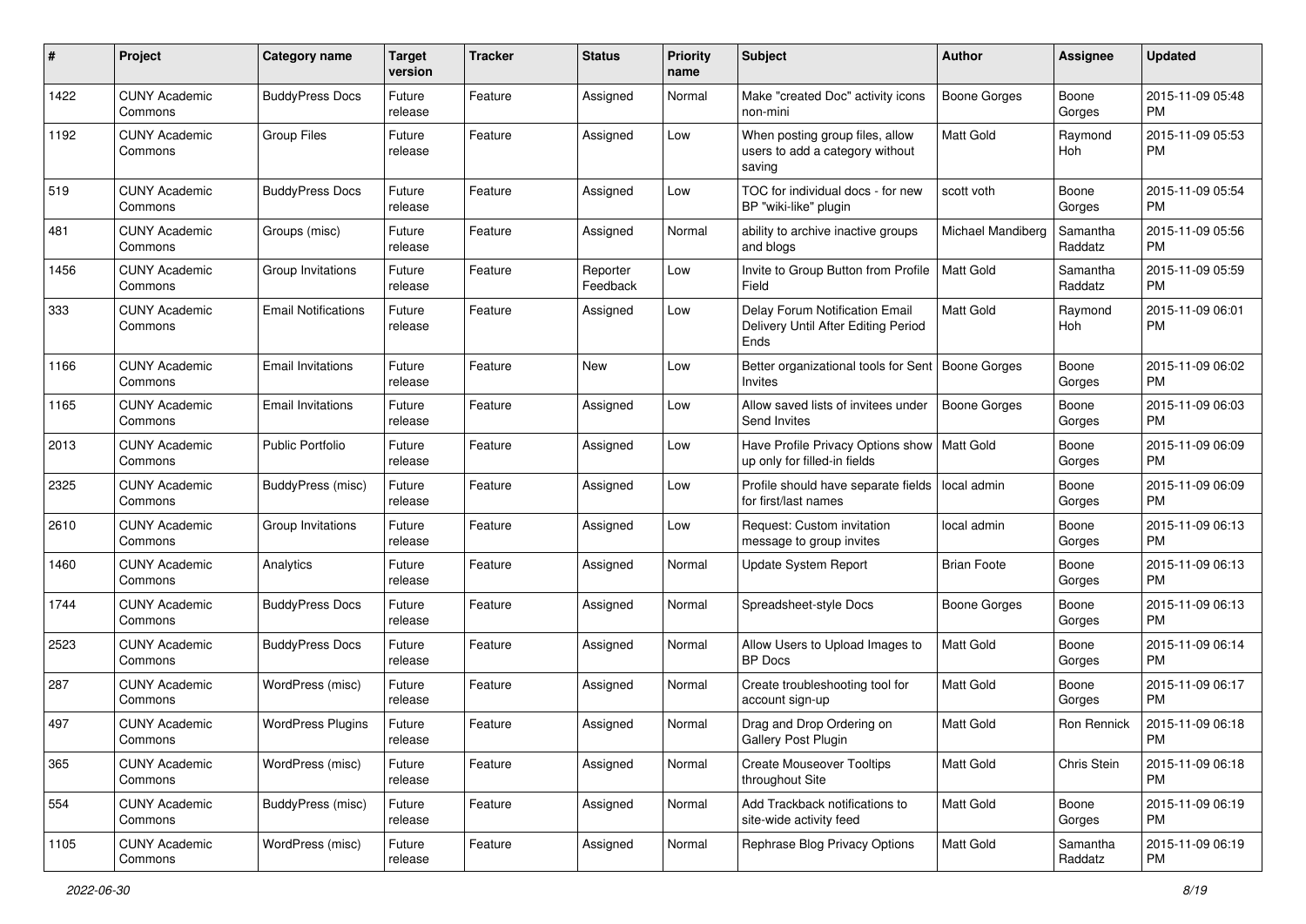| # | Project | Category name | Target version | Tracker | Status | Priority name | Subject | Author | Assignee | Updated |
|---|---|---|---|---|---|---|---|---|---|---|
| 1422 | CUNY Academic Commons | BuddyPress Docs | Future release | Feature | Assigned | Normal | Make "created Doc" activity icons non-mini | Boone Gorges | Boone Gorges | 2015-11-09 05:48 PM |
| 1192 | CUNY Academic Commons | Group Files | Future release | Feature | Assigned | Low | When posting group files, allow users to add a category without saving | Matt Gold | Raymond Hoh | 2015-11-09 05:53 PM |
| 519 | CUNY Academic Commons | BuddyPress Docs | Future release | Feature | Assigned | Low | TOC for individual docs - for new BP "wiki-like" plugin | scott voth | Boone Gorges | 2015-11-09 05:54 PM |
| 481 | CUNY Academic Commons | Groups (misc) | Future release | Feature | Assigned | Normal | ability to archive inactive groups and blogs | Michael Mandiberg | Samantha Raddatz | 2015-11-09 05:56 PM |
| 1456 | CUNY Academic Commons | Group Invitations | Future release | Feature | Reporter Feedback | Low | Invite to Group Button from Profile Field | Matt Gold | Samantha Raddatz | 2015-11-09 05:59 PM |
| 333 | CUNY Academic Commons | Email Notifications | Future release | Feature | Assigned | Low | Delay Forum Notification Email Delivery Until After Editing Period Ends | Matt Gold | Raymond Hoh | 2015-11-09 06:01 PM |
| 1166 | CUNY Academic Commons | Email Invitations | Future release | Feature | New | Low | Better organizational tools for Sent Invites | Boone Gorges | Boone Gorges | 2015-11-09 06:02 PM |
| 1165 | CUNY Academic Commons | Email Invitations | Future release | Feature | Assigned | Low | Allow saved lists of invitees under Send Invites | Boone Gorges | Boone Gorges | 2015-11-09 06:03 PM |
| 2013 | CUNY Academic Commons | Public Portfolio | Future release | Feature | Assigned | Low | Have Profile Privacy Options show up only for filled-in fields | Matt Gold | Boone Gorges | 2015-11-09 06:09 PM |
| 2325 | CUNY Academic Commons | BuddyPress (misc) | Future release | Feature | Assigned | Low | Profile should have separate fields for first/last names | local admin | Boone Gorges | 2015-11-09 06:09 PM |
| 2610 | CUNY Academic Commons | Group Invitations | Future release | Feature | Assigned | Low | Request: Custom invitation message to group invites | local admin | Boone Gorges | 2015-11-09 06:13 PM |
| 1460 | CUNY Academic Commons | Analytics | Future release | Feature | Assigned | Normal | Update System Report | Brian Foote | Boone Gorges | 2015-11-09 06:13 PM |
| 1744 | CUNY Academic Commons | BuddyPress Docs | Future release | Feature | Assigned | Normal | Spreadsheet-style Docs | Boone Gorges | Boone Gorges | 2015-11-09 06:13 PM |
| 2523 | CUNY Academic Commons | BuddyPress Docs | Future release | Feature | Assigned | Normal | Allow Users to Upload Images to BP Docs | Matt Gold | Boone Gorges | 2015-11-09 06:14 PM |
| 287 | CUNY Academic Commons | WordPress (misc) | Future release | Feature | Assigned | Normal | Create troubleshooting tool for account sign-up | Matt Gold | Boone Gorges | 2015-11-09 06:17 PM |
| 497 | CUNY Academic Commons | WordPress Plugins | Future release | Feature | Assigned | Normal | Drag and Drop Ordering on Gallery Post Plugin | Matt Gold | Ron Rennick | 2015-11-09 06:18 PM |
| 365 | CUNY Academic Commons | WordPress (misc) | Future release | Feature | Assigned | Normal | Create Mouseover Tooltips throughout Site | Matt Gold | Chris Stein | 2015-11-09 06:18 PM |
| 554 | CUNY Academic Commons | BuddyPress (misc) | Future release | Feature | Assigned | Normal | Add Trackback notifications to site-wide activity feed | Matt Gold | Boone Gorges | 2015-11-09 06:19 PM |
| 1105 | CUNY Academic Commons | WordPress (misc) | Future release | Feature | Assigned | Normal | Rephrase Blog Privacy Options | Matt Gold | Samantha Raddatz | 2015-11-09 06:19 PM |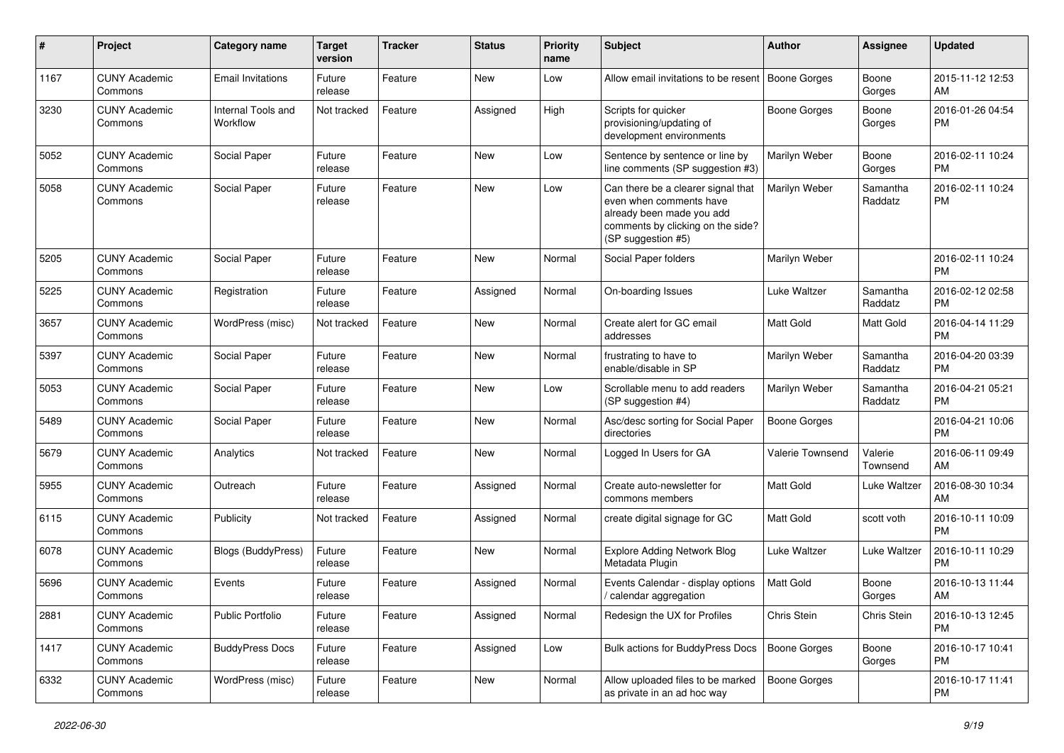| # | Project | Category name | Target version | Tracker | Status | Priority name | Subject | Author | Assignee | Updated |
|---|---|---|---|---|---|---|---|---|---|---|
| 1167 | CUNY Academic Commons | Email Invitations | Future release | Feature | New | Low | Allow email invitations to be resent | Boone Gorges | Boone Gorges | 2015-11-12 12:53 AM |
| 3230 | CUNY Academic Commons | Internal Tools and Workflow | Not tracked | Feature | Assigned | High | Scripts for quicker provisioning/updating of development environments | Boone Gorges | Boone Gorges | 2016-01-26 04:54 PM |
| 5052 | CUNY Academic Commons | Social Paper | Future release | Feature | New | Low | Sentence by sentence or line by line comments (SP suggestion #3) | Marilyn Weber | Boone Gorges | 2016-02-11 10:24 PM |
| 5058 | CUNY Academic Commons | Social Paper | Future release | Feature | New | Low | Can there be a clearer signal that even when comments have already been made you add comments by clicking on the side? (SP suggestion #5) | Marilyn Weber | Samantha Raddatz | 2016-02-11 10:24 PM |
| 5205 | CUNY Academic Commons | Social Paper | Future release | Feature | New | Normal | Social Paper folders | Marilyn Weber | | 2016-02-11 10:24 PM |
| 5225 | CUNY Academic Commons | Registration | Future release | Feature | Assigned | Normal | On-boarding Issues | Luke Waltzer | Samantha Raddatz | 2016-02-12 02:58 PM |
| 3657 | CUNY Academic Commons | WordPress (misc) | Not tracked | Feature | New | Normal | Create alert for GC email addresses | Matt Gold | Matt Gold | 2016-04-14 11:29 PM |
| 5397 | CUNY Academic Commons | Social Paper | Future release | Feature | New | Normal | frustrating to have to enable/disable in SP | Marilyn Weber | Samantha Raddatz | 2016-04-20 03:39 PM |
| 5053 | CUNY Academic Commons | Social Paper | Future release | Feature | New | Low | Scrollable menu to add readers (SP suggestion #4) | Marilyn Weber | Samantha Raddatz | 2016-04-21 05:21 PM |
| 5489 | CUNY Academic Commons | Social Paper | Future release | Feature | New | Normal | Asc/desc sorting for Social Paper directories | Boone Gorges | | 2016-04-21 10:06 PM |
| 5679 | CUNY Academic Commons | Analytics | Not tracked | Feature | New | Normal | Logged In Users for GA | Valerie Townsend | Valerie Townsend | 2016-06-11 09:49 AM |
| 5955 | CUNY Academic Commons | Outreach | Future release | Feature | Assigned | Normal | Create auto-newsletter for commons members | Matt Gold | Luke Waltzer | 2016-08-30 10:34 AM |
| 6115 | CUNY Academic Commons | Publicity | Not tracked | Feature | Assigned | Normal | create digital signage for GC | Matt Gold | scott voth | 2016-10-11 10:09 PM |
| 6078 | CUNY Academic Commons | Blogs (BuddyPress) | Future release | Feature | New | Normal | Explore Adding Network Blog Metadata Plugin | Luke Waltzer | Luke Waltzer | 2016-10-11 10:29 PM |
| 5696 | CUNY Academic Commons | Events | Future release | Feature | Assigned | Normal | Events Calendar - display options / calendar aggregation | Matt Gold | Boone Gorges | 2016-10-13 11:44 AM |
| 2881 | CUNY Academic Commons | Public Portfolio | Future release | Feature | Assigned | Normal | Redesign the UX for Profiles | Chris Stein | Chris Stein | 2016-10-13 12:45 PM |
| 1417 | CUNY Academic Commons | BuddyPress Docs | Future release | Feature | Assigned | Low | Bulk actions for BuddyPress Docs | Boone Gorges | Boone Gorges | 2016-10-17 10:41 PM |
| 6332 | CUNY Academic Commons | WordPress (misc) | Future release | Feature | New | Normal | Allow uploaded files to be marked as private in an ad hoc way | Boone Gorges | | 2016-10-17 11:41 PM |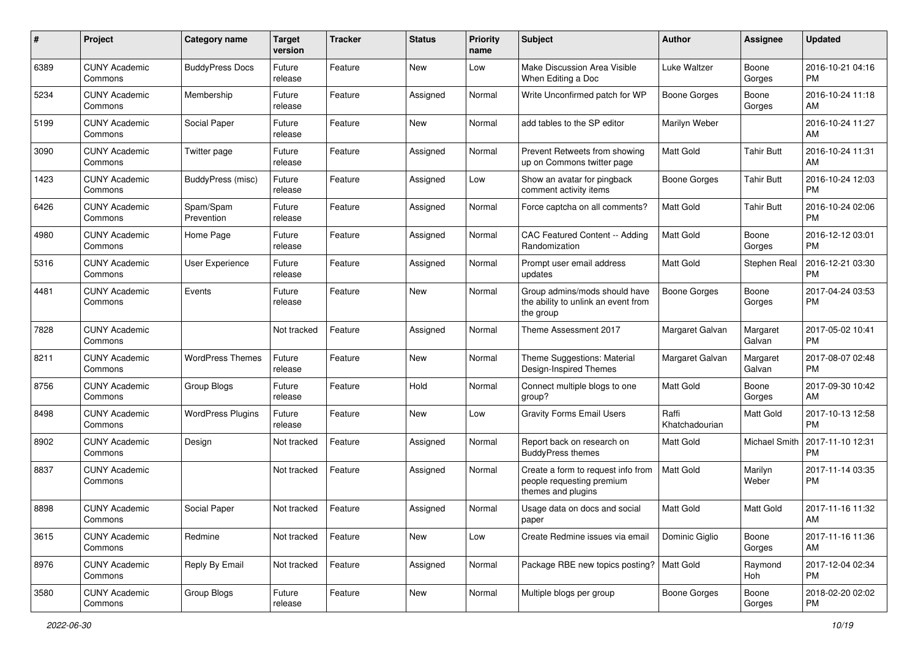| # | Project | Category name | Target version | Tracker | Status | Priority name | Subject | Author | Assignee | Updated |
|---|---|---|---|---|---|---|---|---|---|---|
| 6389 | CUNY Academic Commons | BuddyPress Docs | Future release | Feature | New | Low | Make Discussion Area Visible When Editing a Doc | Luke Waltzer | Boone Gorges | 2016-10-21 04:16 PM |
| 5234 | CUNY Academic Commons | Membership | Future release | Feature | Assigned | Normal | Write Unconfirmed patch for WP | Boone Gorges | Boone Gorges | 2016-10-24 11:18 AM |
| 5199 | CUNY Academic Commons | Social Paper | Future release | Feature | New | Normal | add tables to the SP editor | Marilyn Weber | | 2016-10-24 11:27 AM |
| 3090 | CUNY Academic Commons | Twitter page | Future release | Feature | Assigned | Normal | Prevent Retweets from showing up on Commons twitter page | Matt Gold | Tahir Butt | 2016-10-24 11:31 AM |
| 1423 | CUNY Academic Commons | BuddyPress (misc) | Future release | Feature | Assigned | Low | Show an avatar for pingback comment activity items | Boone Gorges | Tahir Butt | 2016-10-24 12:03 PM |
| 6426 | CUNY Academic Commons | Spam/Spam Prevention | Future release | Feature | Assigned | Normal | Force captcha on all comments? | Matt Gold | Tahir Butt | 2016-10-24 02:06 PM |
| 4980 | CUNY Academic Commons | Home Page | Future release | Feature | Assigned | Normal | CAC Featured Content -- Adding Randomization | Matt Gold | Boone Gorges | 2016-12-12 03:01 PM |
| 5316 | CUNY Academic Commons | User Experience | Future release | Feature | Assigned | Normal | Prompt user email address updates | Matt Gold | Stephen Real | 2016-12-21 03:30 PM |
| 4481 | CUNY Academic Commons | Events | Future release | Feature | New | Normal | Group admins/mods should have the ability to unlink an event from the group | Boone Gorges | Boone Gorges | 2017-04-24 03:53 PM |
| 7828 | CUNY Academic Commons | | Not tracked | Feature | Assigned | Normal | Theme Assessment 2017 | Margaret Galvan | Margaret Galvan | 2017-05-02 10:41 PM |
| 8211 | CUNY Academic Commons | WordPress Themes | Future release | Feature | New | Normal | Theme Suggestions: Material Design-Inspired Themes | Margaret Galvan | Margaret Galvan | 2017-08-07 02:48 PM |
| 8756 | CUNY Academic Commons | Group Blogs | Future release | Feature | Hold | Normal | Connect multiple blogs to one group? | Matt Gold | Boone Gorges | 2017-09-30 10:42 AM |
| 8498 | CUNY Academic Commons | WordPress Plugins | Future release | Feature | New | Low | Gravity Forms Email Users | Raffi Khatchadourian | Matt Gold | 2017-10-13 12:58 PM |
| 8902 | CUNY Academic Commons | Design | Not tracked | Feature | Assigned | Normal | Report back on research on BuddyPress themes | Matt Gold | Michael Smith | 2017-11-10 12:31 PM |
| 8837 | CUNY Academic Commons | | Not tracked | Feature | Assigned | Normal | Create a form to request info from people requesting premium themes and plugins | Matt Gold | Marilyn Weber | 2017-11-14 03:35 PM |
| 8898 | CUNY Academic Commons | Social Paper | Not tracked | Feature | Assigned | Normal | Usage data on docs and social paper | Matt Gold | Matt Gold | 2017-11-16 11:32 AM |
| 3615 | CUNY Academic Commons | Redmine | Not tracked | Feature | New | Low | Create Redmine issues via email | Dominic Giglio | Boone Gorges | 2017-11-16 11:36 AM |
| 8976 | CUNY Academic Commons | Reply By Email | Not tracked | Feature | Assigned | Normal | Package RBE new topics posting? | Matt Gold | Raymond Hoh | 2017-12-04 02:34 PM |
| 3580 | CUNY Academic Commons | Group Blogs | Future release | Feature | New | Normal | Multiple blogs per group | Boone Gorges | Boone Gorges | 2018-02-20 02:02 PM |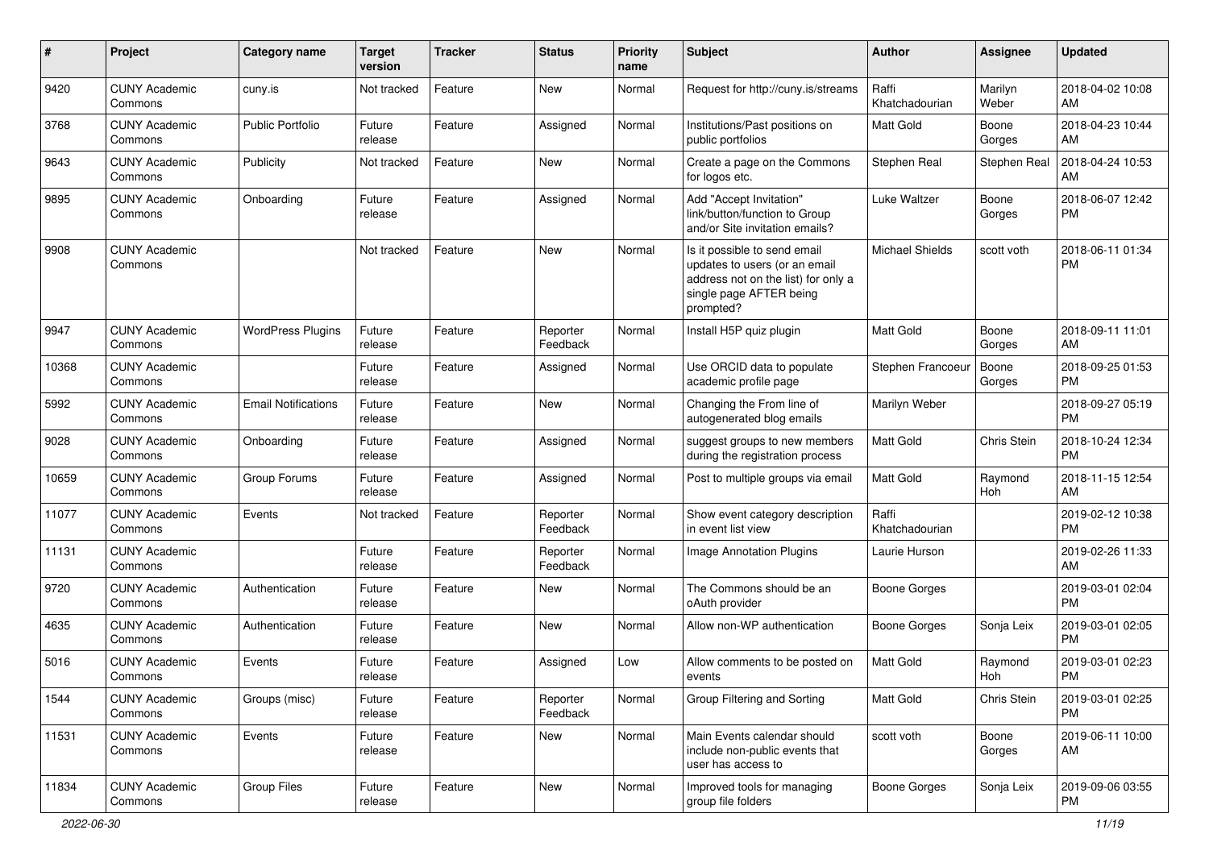| # | Project | Category name | Target version | Tracker | Status | Priority name | Subject | Author | Assignee | Updated |
|---|---|---|---|---|---|---|---|---|---|---|
| 9420 | CUNY Academic Commons | cuny.is | Not tracked | Feature | New | Normal | Request for http://cuny.is/streams | Raffi Khatchadourian | Marilyn Weber | 2018-04-02 10:08 AM |
| 3768 | CUNY Academic Commons | Public Portfolio | Future release | Feature | Assigned | Normal | Institutions/Past positions on public portfolios | Matt Gold | Boone Gorges | 2018-04-23 10:44 AM |
| 9643 | CUNY Academic Commons | Publicity | Not tracked | Feature | New | Normal | Create a page on the Commons for logos etc. | Stephen Real | Stephen Real | 2018-04-24 10:53 AM |
| 9895 | CUNY Academic Commons | Onboarding | Future release | Feature | Assigned | Normal | Add "Accept Invitation" link/button/function to Group and/or Site invitation emails? | Luke Waltzer | Boone Gorges | 2018-06-07 12:42 PM |
| 9908 | CUNY Academic Commons | | Not tracked | Feature | New | Normal | Is it possible to send email updates to users (or an email address not on the list) for only a single page AFTER being prompted? | Michael Shields | scott voth | 2018-06-11 01:34 PM |
| 9947 | CUNY Academic Commons | WordPress Plugins | Future release | Feature | Reporter Feedback | Normal | Install H5P quiz plugin | Matt Gold | Boone Gorges | 2018-09-11 11:01 AM |
| 10368 | CUNY Academic Commons | | Future release | Feature | Assigned | Normal | Use ORCID data to populate academic profile page | Stephen Francoeur | Boone Gorges | 2018-09-25 01:53 PM |
| 5992 | CUNY Academic Commons | Email Notifications | Future release | Feature | New | Normal | Changing the From line of autogenerated blog emails | Marilyn Weber | | 2018-09-27 05:19 PM |
| 9028 | CUNY Academic Commons | Onboarding | Future release | Feature | Assigned | Normal | suggest groups to new members during the registration process | Matt Gold | Chris Stein | 2018-10-24 12:34 PM |
| 10659 | CUNY Academic Commons | Group Forums | Future release | Feature | Assigned | Normal | Post to multiple groups via email | Matt Gold | Raymond Hoh | 2018-11-15 12:54 AM |
| 11077 | CUNY Academic Commons | Events | Not tracked | Feature | Reporter Feedback | Normal | Show event category description in event list view | Raffi Khatchadourian | | 2019-02-12 10:38 PM |
| 11131 | CUNY Academic Commons | | Future release | Feature | Reporter Feedback | Normal | Image Annotation Plugins | Laurie Hurson | | 2019-02-26 11:33 AM |
| 9720 | CUNY Academic Commons | Authentication | Future release | Feature | New | Normal | The Commons should be an oAuth provider | Boone Gorges | | 2019-03-01 02:04 PM |
| 4635 | CUNY Academic Commons | Authentication | Future release | Feature | New | Normal | Allow non-WP authentication | Boone Gorges | Sonja Leix | 2019-03-01 02:05 PM |
| 5016 | CUNY Academic Commons | Events | Future release | Feature | Assigned | Low | Allow comments to be posted on events | Matt Gold | Raymond Hoh | 2019-03-01 02:23 PM |
| 1544 | CUNY Academic Commons | Groups (misc) | Future release | Feature | Reporter Feedback | Normal | Group Filtering and Sorting | Matt Gold | Chris Stein | 2019-03-01 02:25 PM |
| 11531 | CUNY Academic Commons | Events | Future release | Feature | New | Normal | Main Events calendar should include non-public events that user has access to | scott voth | Boone Gorges | 2019-06-11 10:00 AM |
| 11834 | CUNY Academic Commons | Group Files | Future release | Feature | New | Normal | Improved tools for managing group file folders | Boone Gorges | Sonja Leix | 2019-09-06 03:55 PM |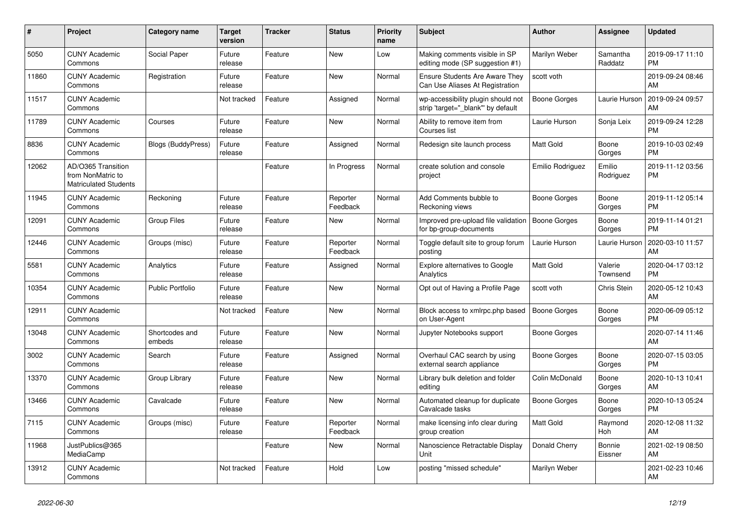| # | Project | Category name | Target version | Tracker | Status | Priority name | Subject | Author | Assignee | Updated |
|---|---|---|---|---|---|---|---|---|---|---|
| 5050 | CUNY Academic Commons | Social Paper | Future release | Feature | New | Low | Making comments visible in SP editing mode (SP suggestion #1) | Marilyn Weber | Samantha Raddatz | 2019-09-17 11:10 PM |
| 11860 | CUNY Academic Commons | Registration | Future release | Feature | New | Normal | Ensure Students Are Aware They Can Use Aliases At Registration | scott voth | | 2019-09-24 08:46 AM |
| 11517 | CUNY Academic Commons | | Not tracked | Feature | Assigned | Normal | wp-accessibility plugin should not strip 'target="_blank"' by default | Boone Gorges | Laurie Hurson | 2019-09-24 09:57 AM |
| 11789 | CUNY Academic Commons | Courses | Future release | Feature | New | Normal | Ability to remove item from Courses list | Laurie Hurson | Sonja Leix | 2019-09-24 12:28 PM |
| 8836 | CUNY Academic Commons | Blogs (BuddyPress) | Future release | Feature | Assigned | Normal | Redesign site launch process | Matt Gold | Boone Gorges | 2019-10-03 02:49 PM |
| 12062 | AD/O365 Transition from NonMatric to Matriculated Students | | | Feature | In Progress | Normal | create solution and console project | Emilio Rodriguez | Emilio Rodriguez | 2019-11-12 03:56 PM |
| 11945 | CUNY Academic Commons | Reckoning | Future release | Feature | Reporter Feedback | Normal | Add Comments bubble to Reckoning views | Boone Gorges | Boone Gorges | 2019-11-12 05:14 PM |
| 12091 | CUNY Academic Commons | Group Files | Future release | Feature | New | Normal | Improved pre-upload file validation for bp-group-documents | Boone Gorges | Boone Gorges | 2019-11-14 01:21 PM |
| 12446 | CUNY Academic Commons | Groups (misc) | Future release | Feature | Reporter Feedback | Normal | Toggle default site to group forum posting | Laurie Hurson | Laurie Hurson | 2020-03-10 11:57 AM |
| 5581 | CUNY Academic Commons | Analytics | Future release | Feature | Assigned | Normal | Explore alternatives to Google Analytics | Matt Gold | Valerie Townsend | 2020-04-17 03:12 PM |
| 10354 | CUNY Academic Commons | Public Portfolio | Future release | Feature | New | Normal | Opt out of Having a Profile Page | scott voth | Chris Stein | 2020-05-12 10:43 AM |
| 12911 | CUNY Academic Commons | | Not tracked | Feature | New | Normal | Block access to xmlrpc.php based on User-Agent | Boone Gorges | Boone Gorges | 2020-06-09 05:12 PM |
| 13048 | CUNY Academic Commons | Shortcodes and embeds | Future release | Feature | New | Normal | Jupyter Notebooks support | Boone Gorges | | 2020-07-14 11:46 AM |
| 3002 | CUNY Academic Commons | Search | Future release | Feature | Assigned | Normal | Overhaul CAC search by using external search appliance | Boone Gorges | Boone Gorges | 2020-07-15 03:05 PM |
| 13370 | CUNY Academic Commons | Group Library | Future release | Feature | New | Normal | Library bulk deletion and folder editing | Colin McDonald | Boone Gorges | 2020-10-13 10:41 AM |
| 13466 | CUNY Academic Commons | Cavalcade | Future release | Feature | New | Normal | Automated cleanup for duplicate Cavalcade tasks | Boone Gorges | Boone Gorges | 2020-10-13 05:24 PM |
| 7115 | CUNY Academic Commons | Groups (misc) | Future release | Feature | Reporter Feedback | Normal | make licensing info clear during group creation | Matt Gold | Raymond Hoh | 2020-12-08 11:32 AM |
| 11968 | JustPublics@365 MediaCamp | | | Feature | New | Normal | Nanoscience Retractable Display Unit | Donald Cherry | Bonnie Eissner | 2021-02-19 08:50 AM |
| 13912 | CUNY Academic Commons | | Not tracked | Feature | Hold | Low | posting "missed schedule" | Marilyn Weber | | 2021-02-23 10:46 AM |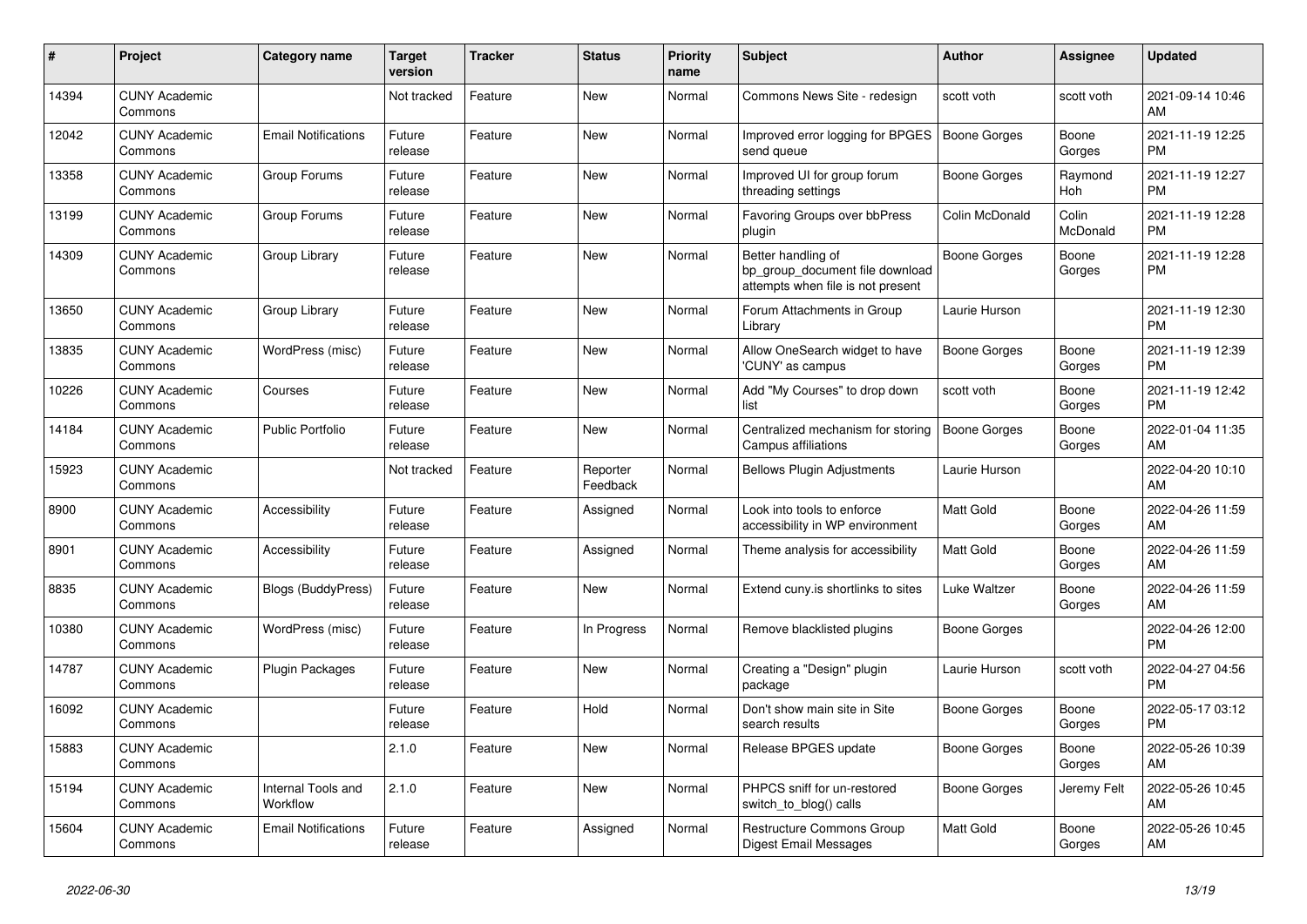| # | Project | Category name | Target version | Tracker | Status | Priority name | Subject | Author | Assignee | Updated |
|---|---|---|---|---|---|---|---|---|---|---|
| 14394 | CUNY Academic Commons | | Not tracked | Feature | New | Normal | Commons News Site - redesign | scott voth | scott voth | 2021-09-14 10:46 AM |
| 12042 | CUNY Academic Commons | Email Notifications | Future release | Feature | New | Normal | Improved error logging for BPGES send queue | Boone Gorges | Boone Gorges | 2021-11-19 12:25 PM |
| 13358 | CUNY Academic Commons | Group Forums | Future release | Feature | New | Normal | Improved UI for group forum threading settings | Boone Gorges | Raymond Hoh | 2021-11-19 12:27 PM |
| 13199 | CUNY Academic Commons | Group Forums | Future release | Feature | New | Normal | Favoring Groups over bbPress plugin | Colin McDonald | Colin McDonald | 2021-11-19 12:28 PM |
| 14309 | CUNY Academic Commons | Group Library | Future release | Feature | New | Normal | Better handling of bp_group_document file download attempts when file is not present | Boone Gorges | Boone Gorges | 2021-11-19 12:28 PM |
| 13650 | CUNY Academic Commons | Group Library | Future release | Feature | New | Normal | Forum Attachments in Group Library | Laurie Hurson | | 2021-11-19 12:30 PM |
| 13835 | CUNY Academic Commons | WordPress (misc) | Future release | Feature | New | Normal | Allow OneSearch widget to have 'CUNY' as campus | Boone Gorges | Boone Gorges | 2021-11-19 12:39 PM |
| 10226 | CUNY Academic Commons | Courses | Future release | Feature | New | Normal | Add "My Courses" to drop down list | scott voth | Boone Gorges | 2021-11-19 12:42 PM |
| 14184 | CUNY Academic Commons | Public Portfolio | Future release | Feature | New | Normal | Centralized mechanism for storing Campus affiliations | Boone Gorges | Boone Gorges | 2022-01-04 11:35 AM |
| 15923 | CUNY Academic Commons | | Not tracked | Feature | Reporter Feedback | Normal | Bellows Plugin Adjustments | Laurie Hurson | | 2022-04-20 10:10 AM |
| 8900 | CUNY Academic Commons | Accessibility | Future release | Feature | Assigned | Normal | Look into tools to enforce accessibility in WP environment | Matt Gold | Boone Gorges | 2022-04-26 11:59 AM |
| 8901 | CUNY Academic Commons | Accessibility | Future release | Feature | Assigned | Normal | Theme analysis for accessibility | Matt Gold | Boone Gorges | 2022-04-26 11:59 AM |
| 8835 | CUNY Academic Commons | Blogs (BuddyPress) | Future release | Feature | New | Normal | Extend cuny.is shortlinks to sites | Luke Waltzer | Boone Gorges | 2022-04-26 11:59 AM |
| 10380 | CUNY Academic Commons | WordPress (misc) | Future release | Feature | In Progress | Normal | Remove blacklisted plugins | Boone Gorges | | 2022-04-26 12:00 PM |
| 14787 | CUNY Academic Commons | Plugin Packages | Future release | Feature | New | Normal | Creating a "Design" plugin package | Laurie Hurson | scott voth | 2022-04-27 04:56 PM |
| 16092 | CUNY Academic Commons | | Future release | Feature | Hold | Normal | Don't show main site in Site search results | Boone Gorges | Boone Gorges | 2022-05-17 03:12 PM |
| 15883 | CUNY Academic Commons | | 2.1.0 | Feature | New | Normal | Release BPGES update | Boone Gorges | Boone Gorges | 2022-05-26 10:39 AM |
| 15194 | CUNY Academic Commons | Internal Tools and Workflow | 2.1.0 | Feature | New | Normal | PHPCS sniff for un-restored switch_to_blog() calls | Boone Gorges | Jeremy Felt | 2022-05-26 10:45 AM |
| 15604 | CUNY Academic Commons | Email Notifications | Future release | Feature | Assigned | Normal | Restructure Commons Group Digest Email Messages | Matt Gold | Boone Gorges | 2022-05-26 10:45 AM |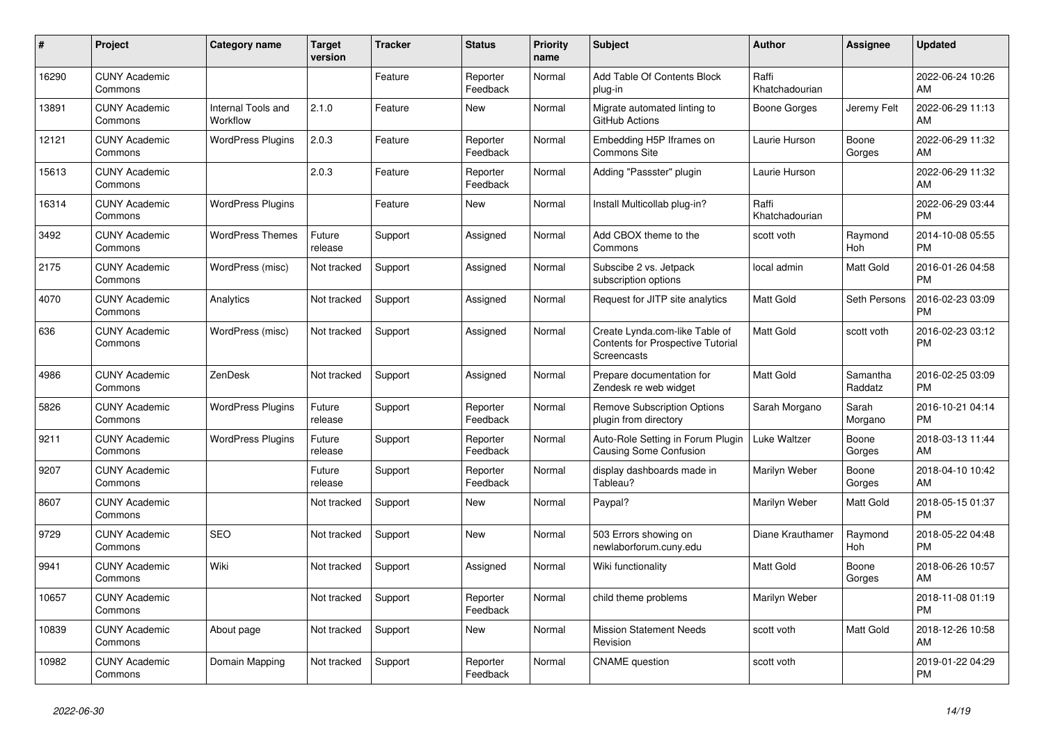| # | Project | Category name | Target version | Tracker | Status | Priority name | Subject | Author | Assignee | Updated |
|---|---|---|---|---|---|---|---|---|---|---|
| 16290 | CUNY Academic Commons | | | Feature | Reporter Feedback | Normal | Add Table Of Contents Block plug-in | Raffi Khatchadourian | | 2022-06-24 10:26 AM |
| 13891 | CUNY Academic Commons | Internal Tools and Workflow | 2.1.0 | Feature | New | Normal | Migrate automated linting to GitHub Actions | Boone Gorges | Jeremy Felt | 2022-06-29 11:13 AM |
| 12121 | CUNY Academic Commons | WordPress Plugins | 2.0.3 | Feature | Reporter Feedback | Normal | Embedding H5P Iframes on Commons Site | Laurie Hurson | Boone Gorges | 2022-06-29 11:32 AM |
| 15613 | CUNY Academic Commons | | 2.0.3 | Feature | Reporter Feedback | Normal | Adding "Passster" plugin | Laurie Hurson | | 2022-06-29 11:32 AM |
| 16314 | CUNY Academic Commons | WordPress Plugins | | Feature | New | Normal | Install Multicollab plug-in? | Raffi Khatchadourian | | 2022-06-29 03:44 PM |
| 3492 | CUNY Academic Commons | WordPress Themes | Future release | Support | Assigned | Normal | Add CBOX theme to the Commons | scott voth | Raymond Hoh | 2014-10-08 05:55 PM |
| 2175 | CUNY Academic Commons | WordPress (misc) | Not tracked | Support | Assigned | Normal | Subscibe 2 vs. Jetpack subscription options | local admin | Matt Gold | 2016-01-26 04:58 PM |
| 4070 | CUNY Academic Commons | Analytics | Not tracked | Support | Assigned | Normal | Request for JITP site analytics | Matt Gold | Seth Persons | 2016-02-23 03:09 PM |
| 636 | CUNY Academic Commons | WordPress (misc) | Not tracked | Support | Assigned | Normal | Create Lynda.com-like Table of Contents for Prospective Tutorial Screencasts | Matt Gold | scott voth | 2016-02-23 03:12 PM |
| 4986 | CUNY Academic Commons | ZenDesk | Not tracked | Support | Assigned | Normal | Prepare documentation for Zendesk re web widget | Matt Gold | Samantha Raddatz | 2016-02-25 03:09 PM |
| 5826 | CUNY Academic Commons | WordPress Plugins | Future release | Support | Reporter Feedback | Normal | Remove Subscription Options plugin from directory | Sarah Morgano | Sarah Morgano | 2016-10-21 04:14 PM |
| 9211 | CUNY Academic Commons | WordPress Plugins | Future release | Support | Reporter Feedback | Normal | Auto-Role Setting in Forum Plugin Causing Some Confusion | Luke Waltzer | Boone Gorges | 2018-03-13 11:44 AM |
| 9207 | CUNY Academic Commons | | Future release | Support | Reporter Feedback | Normal | display dashboards made in Tableau? | Marilyn Weber | Boone Gorges | 2018-04-10 10:42 AM |
| 8607 | CUNY Academic Commons | | Not tracked | Support | New | Normal | Paypal? | Marilyn Weber | Matt Gold | 2018-05-15 01:37 PM |
| 9729 | CUNY Academic Commons | SEO | Not tracked | Support | New | Normal | 503 Errors showing on newlaborforum.cuny.edu | Diane Krauthamer | Raymond Hoh | 2018-05-22 04:48 PM |
| 9941 | CUNY Academic Commons | Wiki | Not tracked | Support | Assigned | Normal | Wiki functionality | Matt Gold | Boone Gorges | 2018-06-26 10:57 AM |
| 10657 | CUNY Academic Commons | | Not tracked | Support | Reporter Feedback | Normal | child theme problems | Marilyn Weber | | 2018-11-08 01:19 PM |
| 10839 | CUNY Academic Commons | About page | Not tracked | Support | New | Normal | Mission Statement Needs Revision | scott voth | Matt Gold | 2018-12-26 10:58 AM |
| 10982 | CUNY Academic Commons | Domain Mapping | Not tracked | Support | Reporter Feedback | Normal | CNAME question | scott voth | | 2019-01-22 04:29 PM |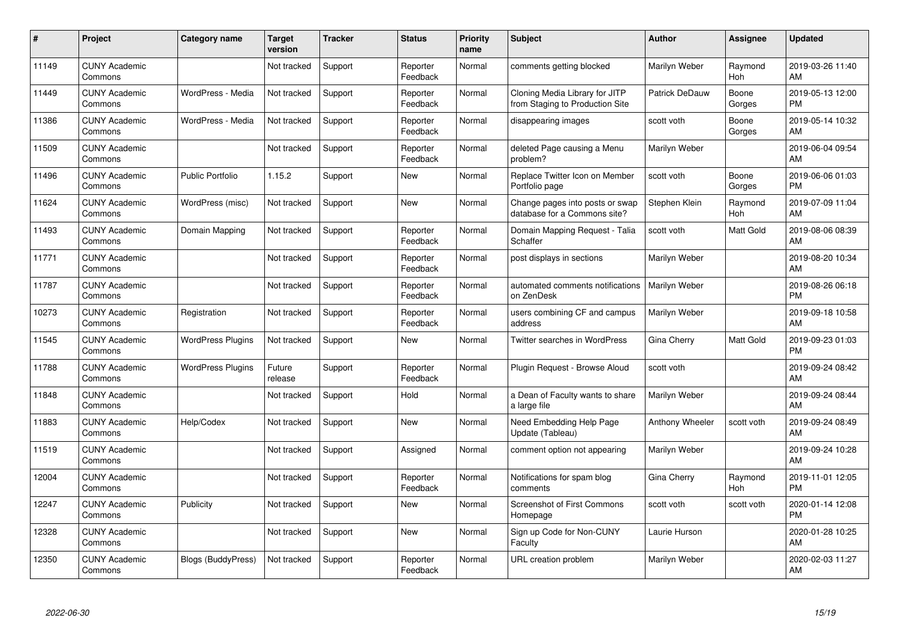| # | Project | Category name | Target version | Tracker | Status | Priority name | Subject | Author | Assignee | Updated |
|---|---|---|---|---|---|---|---|---|---|---|
| 11149 | CUNY Academic Commons | | Not tracked | Support | Reporter Feedback | Normal | comments getting blocked | Marilyn Weber | Raymond Hoh | 2019-03-26 11:40 AM |
| 11449 | CUNY Academic Commons | WordPress - Media | Not tracked | Support | Reporter Feedback | Normal | Cloning Media Library for JITP from Staging to Production Site | Patrick DeDauw | Boone Gorges | 2019-05-13 12:00 PM |
| 11386 | CUNY Academic Commons | WordPress - Media | Not tracked | Support | Reporter Feedback | Normal | disappearing images | scott voth | Boone Gorges | 2019-05-14 10:32 AM |
| 11509 | CUNY Academic Commons | | Not tracked | Support | Reporter Feedback | Normal | deleted Page causing a Menu problem? | Marilyn Weber | | 2019-06-04 09:54 AM |
| 11496 | CUNY Academic Commons | Public Portfolio | 1.15.2 | Support | New | Normal | Replace Twitter Icon on Member Portfolio page | scott voth | Boone Gorges | 2019-06-06 01:03 PM |
| 11624 | CUNY Academic Commons | WordPress (misc) | Not tracked | Support | New | Normal | Change pages into posts or swap database for a Commons site? | Stephen Klein | Raymond Hoh | 2019-07-09 11:04 AM |
| 11493 | CUNY Academic Commons | Domain Mapping | Not tracked | Support | Reporter Feedback | Normal | Domain Mapping Request - Talia Schaffer | scott voth | Matt Gold | 2019-08-06 08:39 AM |
| 11771 | CUNY Academic Commons | | Not tracked | Support | Reporter Feedback | Normal | post displays in sections | Marilyn Weber | | 2019-08-20 10:34 AM |
| 11787 | CUNY Academic Commons | | Not tracked | Support | Reporter Feedback | Normal | automated comments notifications on ZenDesk | Marilyn Weber | | 2019-08-26 06:18 PM |
| 10273 | CUNY Academic Commons | Registration | Not tracked | Support | Reporter Feedback | Normal | users combining CF and campus address | Marilyn Weber | | 2019-09-18 10:58 AM |
| 11545 | CUNY Academic Commons | WordPress Plugins | Not tracked | Support | New | Normal | Twitter searches in WordPress | Gina Cherry | Matt Gold | 2019-09-23 01:03 PM |
| 11788 | CUNY Academic Commons | WordPress Plugins | Future release | Support | Reporter Feedback | Normal | Plugin Request - Browse Aloud | scott voth | | 2019-09-24 08:42 AM |
| 11848 | CUNY Academic Commons | | Not tracked | Support | Hold | Normal | a Dean of Faculty wants to share a large file | Marilyn Weber | | 2019-09-24 08:44 AM |
| 11883 | CUNY Academic Commons | Help/Codex | Not tracked | Support | New | Normal | Need Embedding Help Page Update (Tableau) | Anthony Wheeler | scott voth | 2019-09-24 08:49 AM |
| 11519 | CUNY Academic Commons | | Not tracked | Support | Assigned | Normal | comment option not appearing | Marilyn Weber | | 2019-09-24 10:28 AM |
| 12004 | CUNY Academic Commons | | Not tracked | Support | Reporter Feedback | Normal | Notifications for spam blog comments | Gina Cherry | Raymond Hoh | 2019-11-01 12:05 PM |
| 12247 | CUNY Academic Commons | Publicity | Not tracked | Support | New | Normal | Screenshot of First Commons Homepage | scott voth | scott voth | 2020-01-14 12:08 PM |
| 12328 | CUNY Academic Commons | | Not tracked | Support | New | Normal | Sign up Code for Non-CUNY Faculty | Laurie Hurson | | 2020-01-28 10:25 AM |
| 12350 | CUNY Academic Commons | Blogs (BuddyPress) | Not tracked | Support | Reporter Feedback | Normal | URL creation problem | Marilyn Weber | | 2020-02-03 11:27 AM |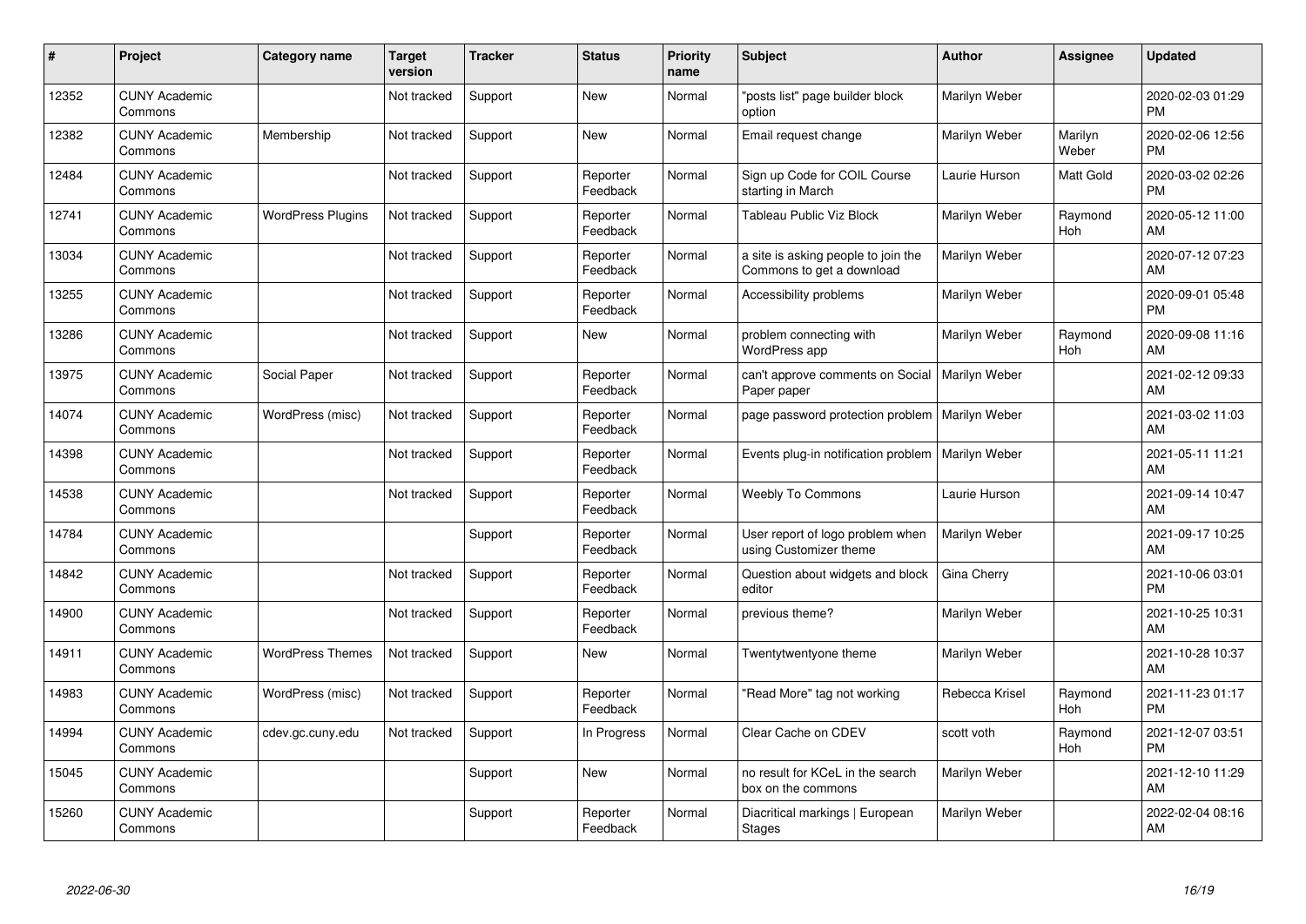| # | Project | Category name | Target version | Tracker | Status | Priority name | Subject | Author | Assignee | Updated |
|---|---|---|---|---|---|---|---|---|---|---|
| 12352 | CUNY Academic Commons | | Not tracked | Support | New | Normal | "posts list" page builder block option | Marilyn Weber | | 2020-02-03 01:29 PM |
| 12382 | CUNY Academic Commons | Membership | Not tracked | Support | New | Normal | Email request change | Marilyn Weber | Marilyn Weber | 2020-02-06 12:56 PM |
| 12484 | CUNY Academic Commons | | Not tracked | Support | Reporter Feedback | Normal | Sign up Code for COIL Course starting in March | Laurie Hurson | Matt Gold | 2020-03-02 02:26 PM |
| 12741 | CUNY Academic Commons | WordPress Plugins | Not tracked | Support | Reporter Feedback | Normal | Tableau Public Viz Block | Marilyn Weber | Raymond Hoh | 2020-05-12 11:00 AM |
| 13034 | CUNY Academic Commons | | Not tracked | Support | Reporter Feedback | Normal | a site is asking people to join the Commons to get a download | Marilyn Weber | | 2020-07-12 07:23 AM |
| 13255 | CUNY Academic Commons | | Not tracked | Support | Reporter Feedback | Normal | Accessibility problems | Marilyn Weber | | 2020-09-01 05:48 PM |
| 13286 | CUNY Academic Commons | | Not tracked | Support | New | Normal | problem connecting with WordPress app | Marilyn Weber | Raymond Hoh | 2020-09-08 11:16 AM |
| 13975 | CUNY Academic Commons | Social Paper | Not tracked | Support | Reporter Feedback | Normal | can't approve comments on Social Paper paper | Marilyn Weber | | 2021-02-12 09:33 AM |
| 14074 | CUNY Academic Commons | WordPress (misc) | Not tracked | Support | Reporter Feedback | Normal | page password protection problem | Marilyn Weber | | 2021-03-02 11:03 AM |
| 14398 | CUNY Academic Commons | | Not tracked | Support | Reporter Feedback | Normal | Events plug-in notification problem | Marilyn Weber | | 2021-05-11 11:21 AM |
| 14538 | CUNY Academic Commons | | Not tracked | Support | Reporter Feedback | Normal | Weebly To Commons | Laurie Hurson | | 2021-09-14 10:47 AM |
| 14784 | CUNY Academic Commons | | | Support | Reporter Feedback | Normal | User report of logo problem when using Customizer theme | Marilyn Weber | | 2021-09-17 10:25 AM |
| 14842 | CUNY Academic Commons | | Not tracked | Support | Reporter Feedback | Normal | Question about widgets and block editor | Gina Cherry | | 2021-10-06 03:01 PM |
| 14900 | CUNY Academic Commons | | Not tracked | Support | Reporter Feedback | Normal | previous theme? | Marilyn Weber | | 2021-10-25 10:31 AM |
| 14911 | CUNY Academic Commons | WordPress Themes | Not tracked | Support | New | Normal | Twentytwentyone theme | Marilyn Weber | | 2021-10-28 10:37 AM |
| 14983 | CUNY Academic Commons | WordPress (misc) | Not tracked | Support | Reporter Feedback | Normal | "Read More" tag not working | Rebecca Krisel | Raymond Hoh | 2021-11-23 01:17 PM |
| 14994 | CUNY Academic Commons | cdev.gc.cuny.edu | Not tracked | Support | In Progress | Normal | Clear Cache on CDEV | scott voth | Raymond Hoh | 2021-12-07 03:51 PM |
| 15045 | CUNY Academic Commons | | | Support | New | Normal | no result for KCeL in the search box on the commons | Marilyn Weber | | 2021-12-10 11:29 AM |
| 15260 | CUNY Academic Commons | | | Support | Reporter Feedback | Normal | Diacritical markings \| European Stages | Marilyn Weber | | 2022-02-04 08:16 AM |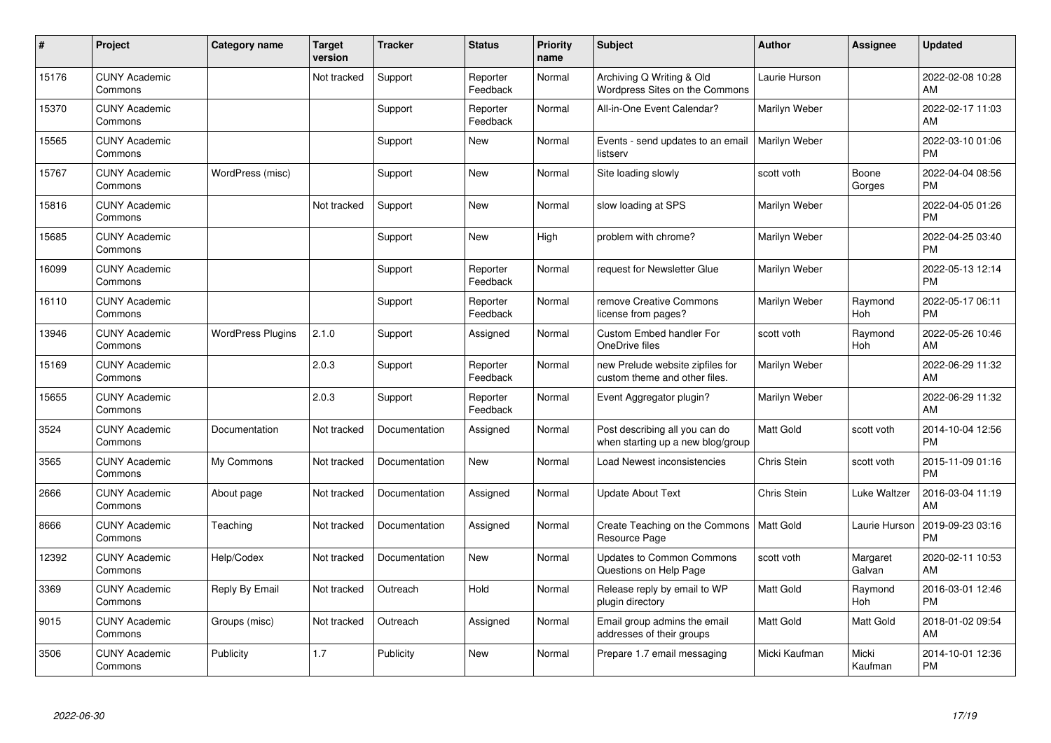| # | Project | Category name | Target version | Tracker | Status | Priority name | Subject | Author | Assignee | Updated |
|---|---|---|---|---|---|---|---|---|---|---|
| 15176 | CUNY Academic Commons | | Not tracked | Support | Reporter Feedback | Normal | Archiving Q Writing & Old Wordpress Sites on the Commons | Laurie Hurson | | 2022-02-08 10:28 AM |
| 15370 | CUNY Academic Commons | | | Support | Reporter Feedback | Normal | All-in-One Event Calendar? | Marilyn Weber | | 2022-02-17 11:03 AM |
| 15565 | CUNY Academic Commons | | | Support | New | Normal | Events - send updates to an email listserv | Marilyn Weber | | 2022-03-10 01:06 PM |
| 15767 | CUNY Academic Commons | WordPress (misc) | | Support | New | Normal | Site loading slowly | scott voth | Boone Gorges | 2022-04-04 08:56 PM |
| 15816 | CUNY Academic Commons | | Not tracked | Support | New | Normal | slow loading at SPS | Marilyn Weber | | 2022-04-05 01:26 PM |
| 15685 | CUNY Academic Commons | | | Support | New | High | problem with chrome? | Marilyn Weber | | 2022-04-25 03:40 PM |
| 16099 | CUNY Academic Commons | | | Support | Reporter Feedback | Normal | request for Newsletter Glue | Marilyn Weber | | 2022-05-13 12:14 PM |
| 16110 | CUNY Academic Commons | | | Support | Reporter Feedback | Normal | remove Creative Commons license from pages? | Marilyn Weber | Raymond Hoh | 2022-05-17 06:11 PM |
| 13946 | CUNY Academic Commons | WordPress Plugins | 2.1.0 | Support | Assigned | Normal | Custom Embed handler For OneDrive files | scott voth | Raymond Hoh | 2022-05-26 10:46 AM |
| 15169 | CUNY Academic Commons | | 2.0.3 | Support | Reporter Feedback | Normal | new Prelude website zipfiles for custom theme and other files. | Marilyn Weber | | 2022-06-29 11:32 AM |
| 15655 | CUNY Academic Commons | | 2.0.3 | Support | Reporter Feedback | Normal | Event Aggregator plugin? | Marilyn Weber | | 2022-06-29 11:32 AM |
| 3524 | CUNY Academic Commons | Documentation | Not tracked | Documentation | Assigned | Normal | Post describing all you can do when starting up a new blog/group | Matt Gold | scott voth | 2014-10-04 12:56 PM |
| 3565 | CUNY Academic Commons | My Commons | Not tracked | Documentation | New | Normal | Load Newest inconsistencies | Chris Stein | scott voth | 2015-11-09 01:16 PM |
| 2666 | CUNY Academic Commons | About page | Not tracked | Documentation | Assigned | Normal | Update About Text | Chris Stein | Luke Waltzer | 2016-03-04 11:19 AM |
| 8666 | CUNY Academic Commons | Teaching | Not tracked | Documentation | Assigned | Normal | Create Teaching on the Commons Resource Page | Matt Gold | Laurie Hurson | 2019-09-23 03:16 PM |
| 12392 | CUNY Academic Commons | Help/Codex | Not tracked | Documentation | New | Normal | Updates to Common Commons Questions on Help Page | scott voth | Margaret Galvan | 2020-02-11 10:53 AM |
| 3369 | CUNY Academic Commons | Reply By Email | Not tracked | Outreach | Hold | Normal | Release reply by email to WP plugin directory | Matt Gold | Raymond Hoh | 2016-03-01 12:46 PM |
| 9015 | CUNY Academic Commons | Groups (misc) | Not tracked | Outreach | Assigned | Normal | Email group admins the email addresses of their groups | Matt Gold | Matt Gold | 2018-01-02 09:54 AM |
| 3506 | CUNY Academic Commons | Publicity | 1.7 | Publicity | New | Normal | Prepare 1.7 email messaging | Micki Kaufman | Micki Kaufman | 2014-10-01 12:36 PM |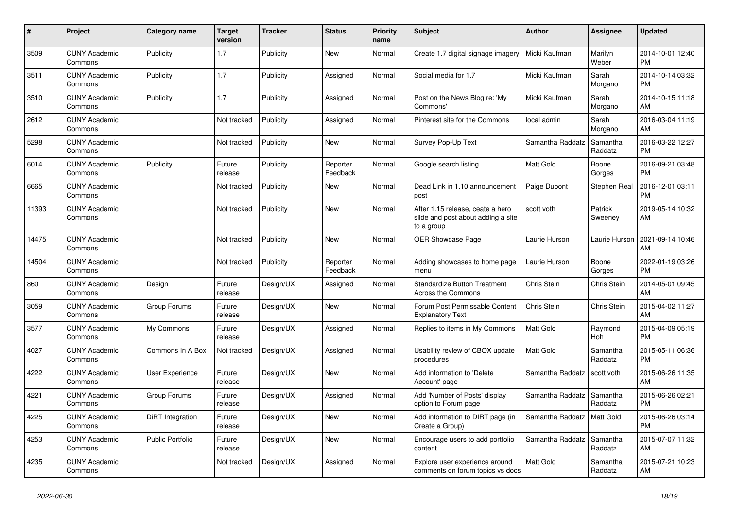| # | Project | Category name | Target version | Tracker | Status | Priority name | Subject | Author | Assignee | Updated |
|---|---|---|---|---|---|---|---|---|---|---|
| 3509 | CUNY Academic Commons | Publicity | 1.7 | Publicity | New | Normal | Create 1.7 digital signage imagery | Micki Kaufman | Marilyn Weber | 2014-10-01 12:40 PM |
| 3511 | CUNY Academic Commons | Publicity | 1.7 | Publicity | Assigned | Normal | Social media for 1.7 | Micki Kaufman | Sarah Morgano | 2014-10-14 03:32 PM |
| 3510 | CUNY Academic Commons | Publicity | 1.7 | Publicity | Assigned | Normal | Post on the News Blog re: 'My Commons' | Micki Kaufman | Sarah Morgano | 2014-10-15 11:18 AM |
| 2612 | CUNY Academic Commons | | Not tracked | Publicity | Assigned | Normal | Pinterest site for the Commons | local admin | Sarah Morgano | 2016-03-04 11:19 AM |
| 5298 | CUNY Academic Commons | | Not tracked | Publicity | New | Normal | Survey Pop-Up Text | Samantha Raddatz | Samantha Raddatz | 2016-03-22 12:27 PM |
| 6014 | CUNY Academic Commons | Publicity | Future release | Publicity | Reporter Feedback | Normal | Google search listing | Matt Gold | Boone Gorges | 2016-09-21 03:48 PM |
| 6665 | CUNY Academic Commons | | Not tracked | Publicity | New | Normal | Dead Link in 1.10 announcement post | Paige Dupont | Stephen Real | 2016-12-01 03:11 PM |
| 11393 | CUNY Academic Commons | | Not tracked | Publicity | New | Normal | After 1.15 release, ceate a hero slide and post about adding a site to a group | scott voth | Patrick Sweeney | 2019-05-14 10:32 AM |
| 14475 | CUNY Academic Commons | | Not tracked | Publicity | New | Normal | OER Showcase Page | Laurie Hurson | Laurie Hurson | 2021-09-14 10:46 AM |
| 14504 | CUNY Academic Commons | | Not tracked | Publicity | Reporter Feedback | Normal | Adding showcases to home page menu | Laurie Hurson | Boone Gorges | 2022-01-19 03:26 PM |
| 860 | CUNY Academic Commons | Design | Future release | Design/UX | Assigned | Normal | Standardize Button Treatment Across the Commons | Chris Stein | Chris Stein | 2014-05-01 09:45 AM |
| 3059 | CUNY Academic Commons | Group Forums | Future release | Design/UX | New | Normal | Forum Post Permissable Content Explanatory Text | Chris Stein | Chris Stein | 2015-04-02 11:27 AM |
| 3577 | CUNY Academic Commons | My Commons | Future release | Design/UX | Assigned | Normal | Replies to items in My Commons | Matt Gold | Raymond Hoh | 2015-04-09 05:19 PM |
| 4027 | CUNY Academic Commons | Commons In A Box | Not tracked | Design/UX | Assigned | Normal | Usability review of CBOX update procedures | Matt Gold | Samantha Raddatz | 2015-05-11 06:36 PM |
| 4222 | CUNY Academic Commons | User Experience | Future release | Design/UX | New | Normal | Add information to 'Delete Account' page | Samantha Raddatz | scott voth | 2015-06-26 11:35 AM |
| 4221 | CUNY Academic Commons | Group Forums | Future release | Design/UX | Assigned | Normal | Add 'Number of Posts' display option to Forum page | Samantha Raddatz | Samantha Raddatz | 2015-06-26 02:21 PM |
| 4225 | CUNY Academic Commons | DiRT Integration | Future release | Design/UX | New | Normal | Add information to DIRT page (in Create a Group) | Samantha Raddatz | Matt Gold | 2015-06-26 03:14 PM |
| 4253 | CUNY Academic Commons | Public Portfolio | Future release | Design/UX | New | Normal | Encourage users to add portfolio content | Samantha Raddatz | Samantha Raddatz | 2015-07-07 11:32 AM |
| 4235 | CUNY Academic Commons | | Not tracked | Design/UX | Assigned | Normal | Explore user experience around comments on forum topics vs docs | Matt Gold | Samantha Raddatz | 2015-07-21 10:23 AM |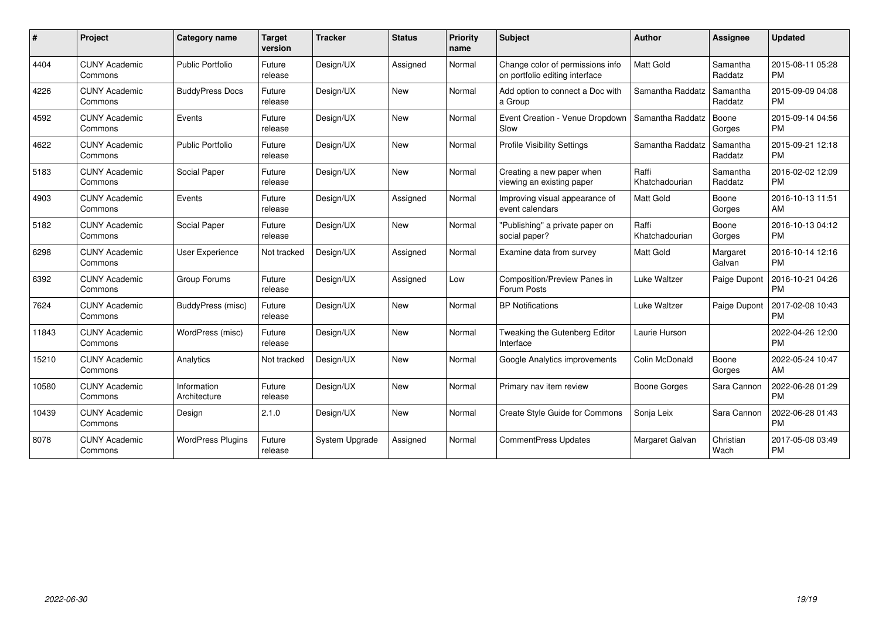| # | Project | Category name | Target version | Tracker | Status | Priority name | Subject | Author | Assignee | Updated |
|---|---|---|---|---|---|---|---|---|---|---|
| 4404 | CUNY Academic Commons | Public Portfolio | Future release | Design/UX | Assigned | Normal | Change color of permissions info on portfolio editing interface | Matt Gold | Samantha Raddatz | 2015-08-11 05:28 PM |
| 4226 | CUNY Academic Commons | BuddyPress Docs | Future release | Design/UX | New | Normal | Add option to connect a Doc with a Group | Samantha Raddatz | Samantha Raddatz | 2015-09-09 04:08 PM |
| 4592 | CUNY Academic Commons | Events | Future release | Design/UX | New | Normal | Event Creation - Venue Dropdown Slow | Samantha Raddatz | Boone Gorges | 2015-09-14 04:56 PM |
| 4622 | CUNY Academic Commons | Public Portfolio | Future release | Design/UX | New | Normal | Profile Visibility Settings | Samantha Raddatz | Samantha Raddatz | 2015-09-21 12:18 PM |
| 5183 | CUNY Academic Commons | Social Paper | Future release | Design/UX | New | Normal | Creating a new paper when viewing an existing paper | Raffi Khatchadourian | Samantha Raddatz | 2016-02-02 12:09 PM |
| 4903 | CUNY Academic Commons | Events | Future release | Design/UX | Assigned | Normal | Improving visual appearance of event calendars | Matt Gold | Boone Gorges | 2016-10-13 11:51 AM |
| 5182 | CUNY Academic Commons | Social Paper | Future release | Design/UX | New | Normal | "Publishing" a private paper on social paper? | Raffi Khatchadourian | Boone Gorges | 2016-10-13 04:12 PM |
| 6298 | CUNY Academic Commons | User Experience | Not tracked | Design/UX | Assigned | Normal | Examine data from survey | Matt Gold | Margaret Galvan | 2016-10-14 12:16 PM |
| 6392 | CUNY Academic Commons | Group Forums | Future release | Design/UX | Assigned | Low | Composition/Preview Panes in Forum Posts | Luke Waltzer | Paige Dupont | 2016-10-21 04:26 PM |
| 7624 | CUNY Academic Commons | BuddyPress (misc) | Future release | Design/UX | New | Normal | BP Notifications | Luke Waltzer | Paige Dupont | 2017-02-08 10:43 PM |
| 11843 | CUNY Academic Commons | WordPress (misc) | Future release | Design/UX | New | Normal | Tweaking the Gutenberg Editor Interface | Laurie Hurson | | 2022-04-26 12:00 PM |
| 15210 | CUNY Academic Commons | Analytics | Not tracked | Design/UX | New | Normal | Google Analytics improvements | Colin McDonald | Boone Gorges | 2022-05-24 10:47 AM |
| 10580 | CUNY Academic Commons | Information Architecture | Future release | Design/UX | New | Normal | Primary nav item review | Boone Gorges | Sara Cannon | 2022-06-28 01:29 PM |
| 10439 | CUNY Academic Commons | Design | 2.1.0 | Design/UX | New | Normal | Create Style Guide for Commons | Sonja Leix | Sara Cannon | 2022-06-28 01:43 PM |
| 8078 | CUNY Academic Commons | WordPress Plugins | Future release | System Upgrade | Assigned | Normal | CommentPress Updates | Margaret Galvan | Christian Wach | 2017-05-08 03:49 PM |